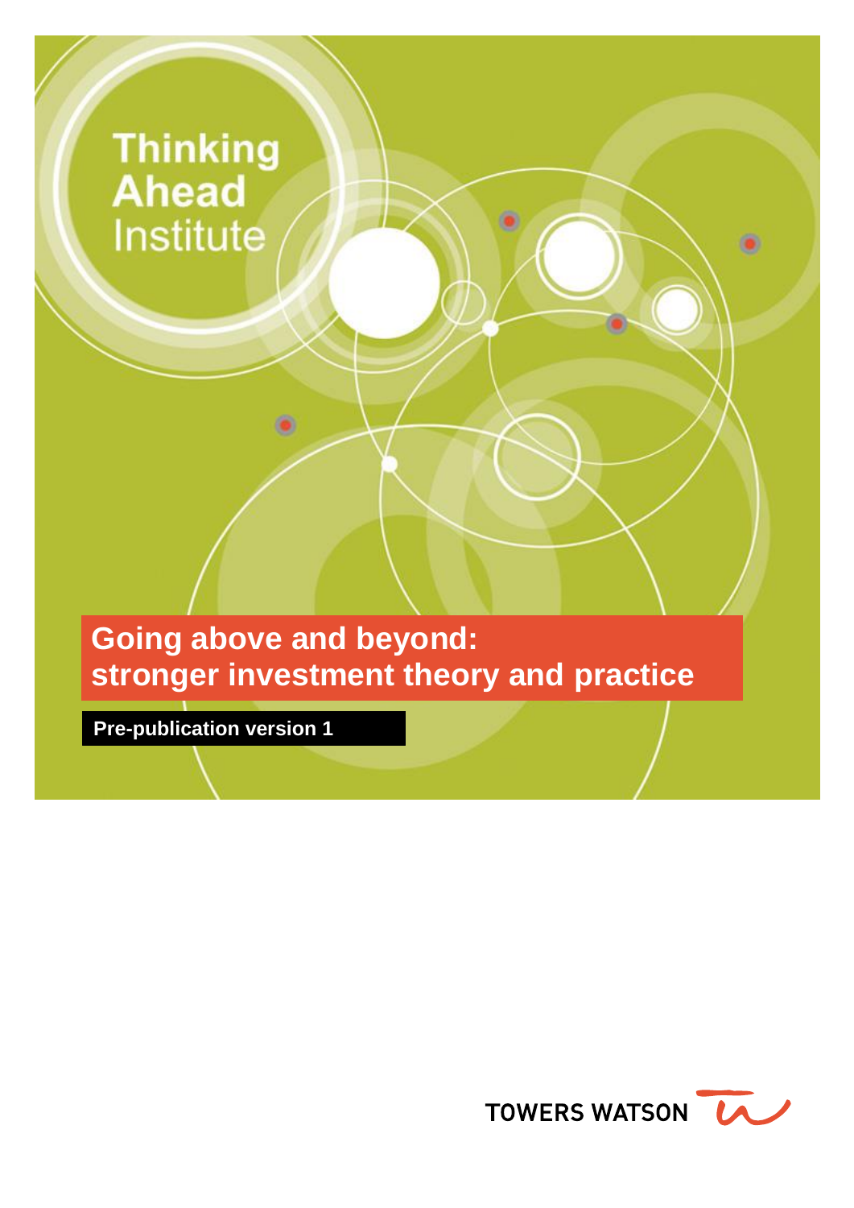Thinking Ahead Institute

# Going above and beyond: stronger investment theory and practice

**Pre-publication version 1**

TOWERS WATSON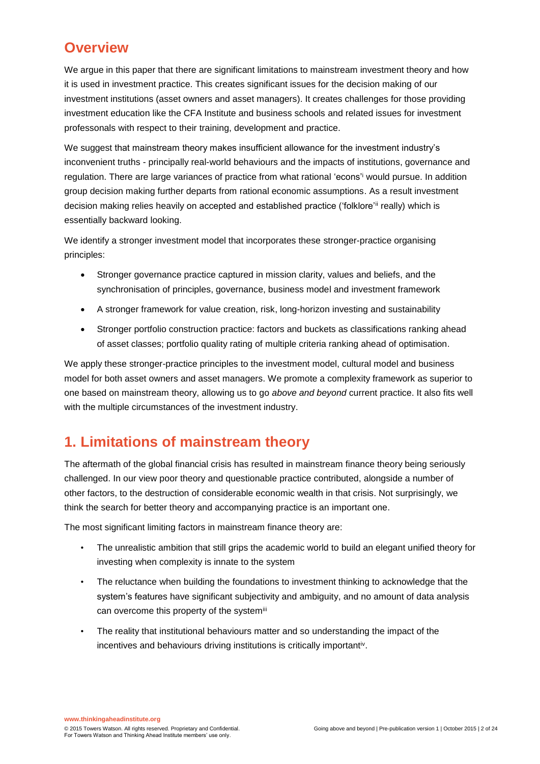## Overview

We argue in this paper that there are significant limitations to mainstream investment theory and how it is used in investment practice. This creates significant issues for the decision making of our investment institutions (asset owners and asset managers). It creates challenges for those providing investment education like the CFA Institute and business schools and related issues for investment professionals with respect to their training, development and practice.

We suggest that mainstream theory makes insufficient allowance for the investment industry's inconvenient truths - principally real-world behaviours and the impacts of institutions, governance and regulation. There are large variances of practice from what rational 'econs'[i] would pursue. In addition group decision making further departs from rational economic assumptions. As a result investment decision making relies heavily on accepted and established practice ('folklore'[ii] really) which is essentially backward looking.

We identify a stronger investment model that incorporates these stronger-practice organising principles:

- Stronger governance practice captured in mission clarity, values and beliefs, and the synchronisation of principles, governance, business model and investment framework
- A stronger framework for value creation, risk, long-horizon investing and sustainability
- Stronger portfolio construction practice: factors and buckets as classifications ranking ahead of asset classes; portfolio quality rating of multiple criteria ranking ahead of optimisation.

We apply these stronger-practice principles to the investment model, cultural model and business model for both asset owners and asset managers. We promote a complexity framework as superior to one based on mainstream theory, allowing us to go *above and beyond* current practice. It also fits well with the multiple circumstances of the investment industry.

## 1. Limitations of mainstream theory

The aftermath of the global financial crisis has resulted in mainstream finance theory being seriously challenged. In our view poor theory and questionable practice contributed, alongside a number of other factors, to the destruction of considerable economic wealth in that crisis. Not surprisingly, we think the search for better theory and accompanying practice is an important one.

The most significant limiting factors in mainstream finance theory are:

- The unrealistic ambition that still grips the academic world to build an elegant unified theory for investing when complexity is innate to the system
- The reluctance when building the foundations to investment thinking to acknowledge that the system's features have significant subjectivity and ambiguity, and no amount of data analysis can overcome this property of the system[iii]
- The reality that institutional behaviours matter and so understanding the impact of the incentives and behaviours driving institutions is critically important[iv].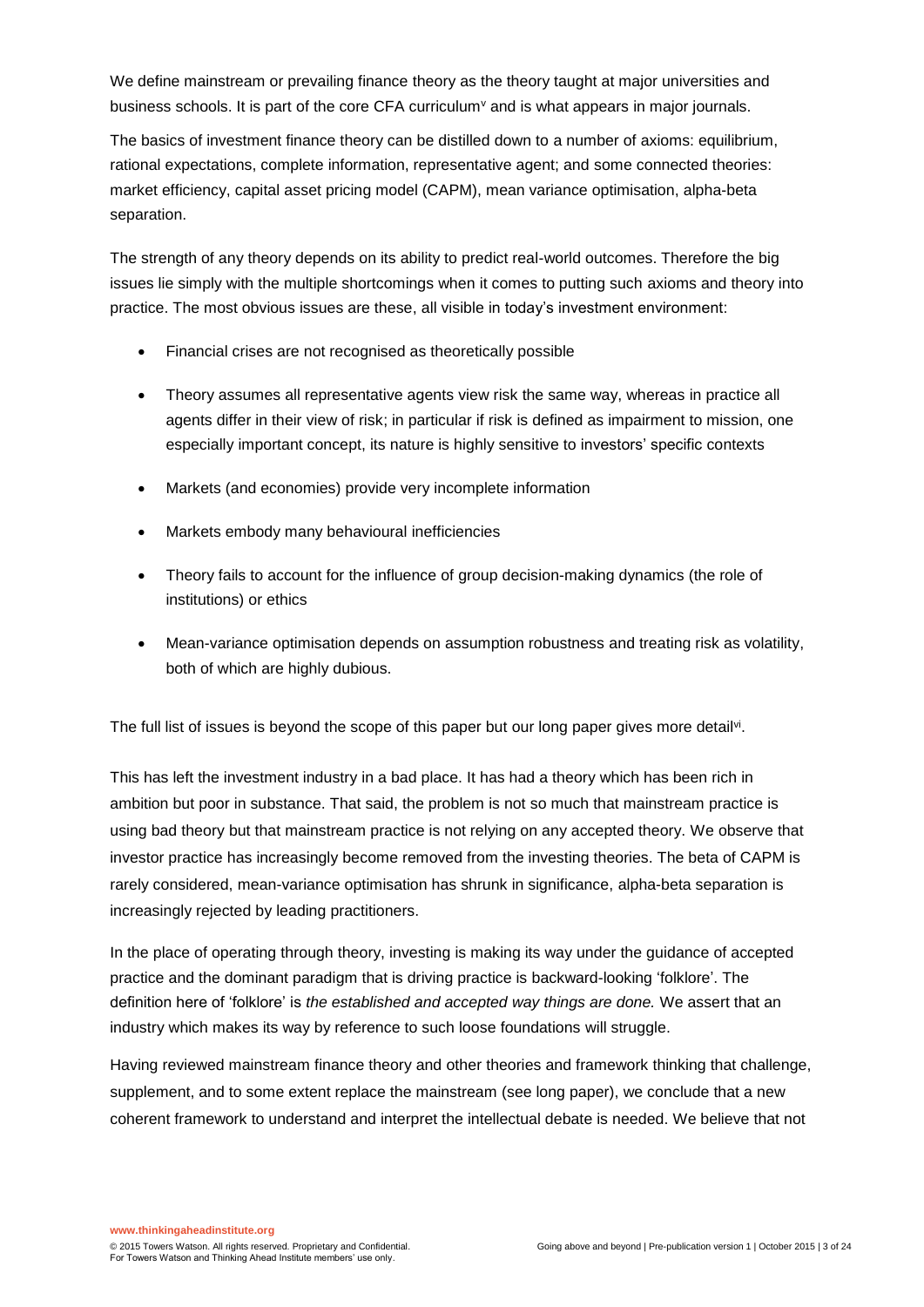We define mainstream or prevailing finance theory as the theory taught at major universities and business schools. It is part of the core CFA curriculum[v] and is what appears in major journals.

The basics of investment finance theory can be distilled down to a number of axioms: equilibrium, rational expectations, complete information, representative agent; and some connected theories: market efficiency, capital asset pricing model (CAPM), mean variance optimisation, alpha-beta separation.

The strength of any theory depends on its ability to predict real-world outcomes. Therefore the big issues lie simply with the multiple shortcomings when it comes to putting such axioms and theory into practice. The most obvious issues are these, all visible in today's investment environment:

- Financial crises are not recognised as theoretically possible
- Theory assumes all representative agents view risk the same way, whereas in practice all agents differ in their view of risk; in particular if risk is defined as impairment to mission, one especially important concept, its nature is highly sensitive to investors' specific contexts
- Markets (and economies) provide very incomplete information
- Markets embody many behavioural inefficiencies
- Theory fails to account for the influence of group decision-making dynamics (the role of institutions) or ethics
- Mean-variance optimisation depends on assumption robustness and treating risk as volatility, both of which are highly dubious.

The full list of issues is beyond the scope of this paper but our long paper gives more detail[vi].

This has left the investment industry in a bad place. It has had a theory which has been rich in ambition but poor in substance. That said, the problem is not so much that mainstream practice is using bad theory but that mainstream practice is not relying on any accepted theory. We observe that investor practice has increasingly become removed from the investing theories. The beta of CAPM is rarely considered, mean-variance optimisation has shrunk in significance, alpha-beta separation is increasingly rejected by leading practitioners.

In the place of operating through theory, investing is making its way under the guidance of accepted practice and the dominant paradigm that is driving practice is backward-looking 'folklore'. The definition here of 'folklore' is *the established and accepted way things are done.* We assert that an industry which makes its way by reference to such loose foundations will struggle.

Having reviewed mainstream finance theory and other theories and framework thinking that challenge, supplement, and to some extent replace the mainstream (see long paper), we conclude that a new coherent framework to understand and interpret the intellectual debate is needed. We believe that not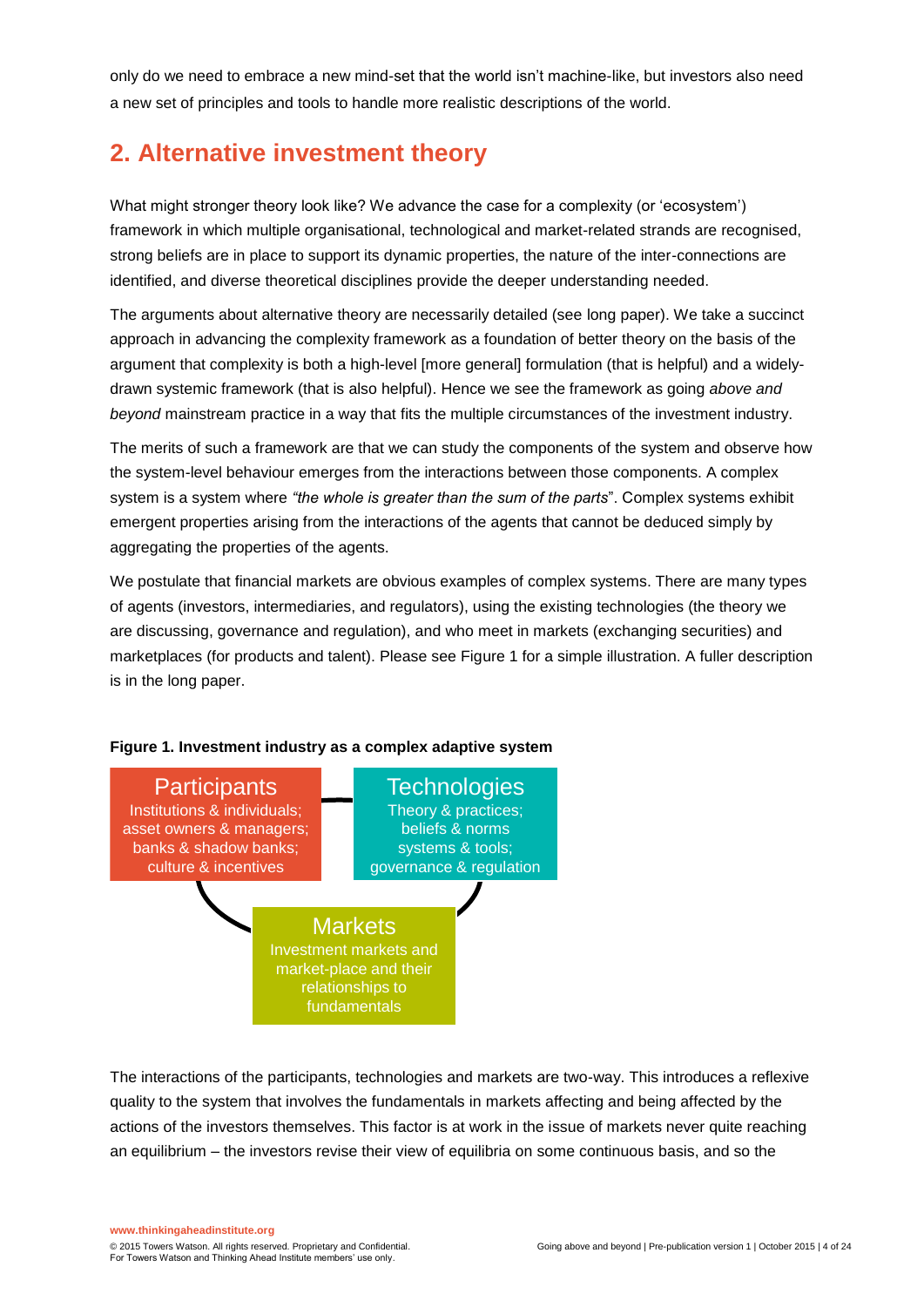only do we need to embrace a new mind-set that the world isn't machine-like, but investors also need a new set of principles and tools to handle more realistic descriptions of the world.

## 2. Alternative investment theory

What might stronger theory look like? We advance the case for a complexity (or 'ecosystem') framework in which multiple organisational, technological and market-related strands are recognised, strong beliefs are in place to support its dynamic properties, the nature of the inter-connections are identified, and diverse theoretical disciplines provide the deeper understanding needed.

The arguments about alternative theory are necessarily detailed (see long paper). We take a succinct approach in advancing the complexity framework as a foundation of better theory on the basis of the argument that complexity is both a high-level [more general] formulation (that is helpful) and a widely-drawn systemic framework (that is also helpful). Hence we see the framework as going *above and beyond* mainstream practice in a way that fits the multiple circumstances of the investment industry.

The merits of such a framework are that we can study the components of the system and observe how the system-level behaviour emerges from the interactions between those components. A complex system is a system where *"the whole is greater than the sum of the parts*". Complex systems exhibit emergent properties arising from the interactions of the agents that cannot be deduced simply by aggregating the properties of the agents.

We postulate that financial markets are obvious examples of complex systems. There are many types of agents (investors, intermediaries, and regulators), using the existing technologies (the theory we are discussing, governance and regulation), and who meet in markets (exchanging securities) and marketplaces (for products and talent). Please see Figure 1 for a simple illustration. A fuller description is in the long paper.

**Figure 1. Investment industry as a complex adaptive system**

**Participants**
Institutions & individuals; asset owners & managers; banks & shadow banks; culture & incentives

**Technologies**
Theory & practices; beliefs & norms systems & tools; governance & regulation

**Markets**
Investment markets and market-place and their relationships to fundamentals

The interactions of the participants, technologies and markets are two-way. This introduces a reflexive quality to the system that involves the fundamentals in markets affecting and being affected by the actions of the investors themselves. This factor is at work in the issue of markets never quite reaching an equilibrium – the investors revise their view of equilibria on some continuous basis, and so the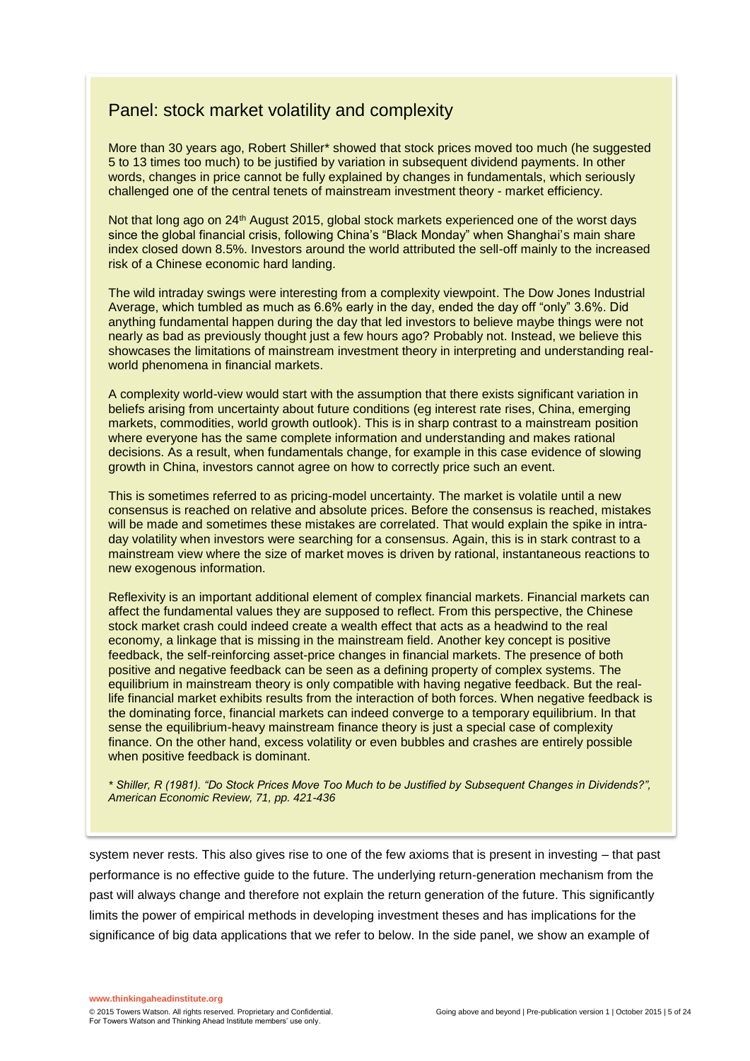## Panel: stock market volatility and complexity

More than 30 years ago, Robert Shiller* showed that stock prices moved too much (he suggested 5 to 13 times too much) to be justified by variation in subsequent dividend payments. In other words, changes in price cannot be fully explained by changes in fundamentals, which seriously challenged one of the central tenets of mainstream investment theory - market efficiency.

Not that long ago on 24th August 2015, global stock markets experienced one of the worst days since the global financial crisis, following China's "Black Monday" when Shanghai's main share index closed down 8.5%. Investors around the world attributed the sell-off mainly to the increased risk of a Chinese economic hard landing.

The wild intraday swings were interesting from a complexity viewpoint. The Dow Jones Industrial Average, which tumbled as much as 6.6% early in the day, ended the day off "only" 3.6%. Did anything fundamental happen during the day that led investors to believe maybe things were not nearly as bad as previously thought just a few hours ago? Probably not. Instead, we believe this showcases the limitations of mainstream investment theory in interpreting and understanding real-world phenomena in financial markets.

A complexity world-view would start with the assumption that there exists significant variation in beliefs arising from uncertainty about future conditions (eg interest rate rises, China, emerging markets, commodities, world growth outlook). This is in sharp contrast to a mainstream position where everyone has the same complete information and understanding and makes rational decisions. As a result, when fundamentals change, for example in this case evidence of slowing growth in China, investors cannot agree on how to correctly price such an event.

This is sometimes referred to as pricing-model uncertainty. The market is volatile until a new consensus is reached on relative and absolute prices. Before the consensus is reached, mistakes will be made and sometimes these mistakes are correlated. That would explain the spike in intra-day volatility when investors were searching for a consensus. Again, this is in stark contrast to a mainstream view where the size of market moves is driven by rational, instantaneous reactions to new exogenous information.

Reflexivity is an important additional element of complex financial markets. Financial markets can affect the fundamental values they are supposed to reflect. From this perspective, the Chinese stock market crash could indeed create a wealth effect that acts as a headwind to the real economy, a linkage that is missing in the mainstream field. Another key concept is positive feedback, the self-reinforcing asset-price changes in financial markets. The presence of both positive and negative feedback can be seen as a defining property of complex systems. The equilibrium in mainstream theory is only compatible with having negative feedback. But the real-life financial market exhibits results from the interaction of both forces. When negative feedback is the dominating force, financial markets can indeed converge to a temporary equilibrium. In that sense the equilibrium-heavy mainstream finance theory is just a special case of complexity finance. On the other hand, excess volatility or even bubbles and crashes are entirely possible when positive feedback is dominant.

*\* Shiller, R (1981). "Do Stock Prices Move Too Much to be Justified by Subsequent Changes in Dividends?", American Economic Review, 71, pp. 421-436*

system never rests. This also gives rise to one of the few axioms that is present in investing – that past performance is no effective guide to the future. The underlying return-generation mechanism from the past will always change and therefore not explain the return generation of the future. This significantly limits the power of empirical methods in developing investment theses and has implications for the significance of big data applications that we refer to below. In the side panel, we show an example of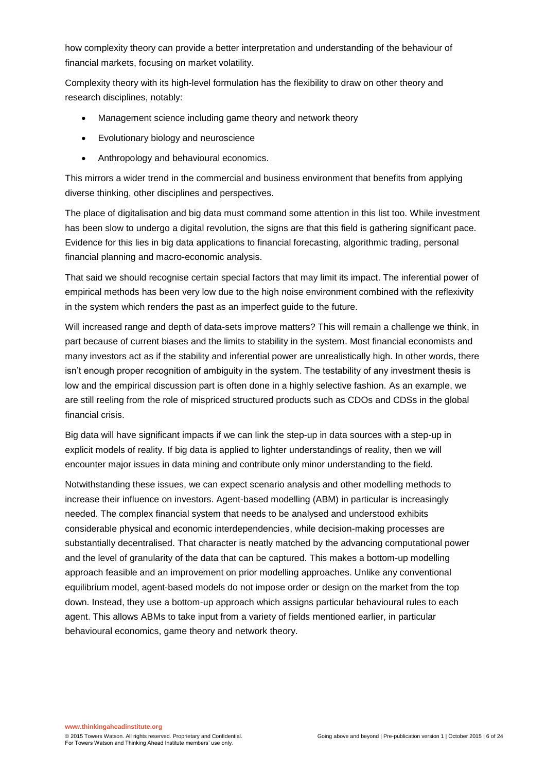how complexity theory can provide a better interpretation and understanding of the behaviour of financial markets, focusing on market volatility.

Complexity theory with its high-level formulation has the flexibility to draw on other theory and research disciplines, notably:

- Management science including game theory and network theory
- Evolutionary biology and neuroscience
- Anthropology and behavioural economics.

This mirrors a wider trend in the commercial and business environment that benefits from applying diverse thinking, other disciplines and perspectives.

The place of digitalisation and big data must command some attention in this list too. While investment has been slow to undergo a digital revolution, the signs are that this field is gathering significant pace. Evidence for this lies in big data applications to financial forecasting, algorithmic trading, personal financial planning and macro-economic analysis.

That said we should recognise certain special factors that may limit its impact. The inferential power of empirical methods has been very low due to the high noise environment combined with the reflexivity in the system which renders the past as an imperfect guide to the future.

Will increased range and depth of data-sets improve matters? This will remain a challenge we think, in part because of current biases and the limits to stability in the system. Most financial economists and many investors act as if the stability and inferential power are unrealistically high. In other words, there isn't enough proper recognition of ambiguity in the system. The testability of any investment thesis is low and the empirical discussion part is often done in a highly selective fashion. As an example, we are still reeling from the role of mispriced structured products such as CDOs and CDSs in the global financial crisis.

Big data will have significant impacts if we can link the step-up in data sources with a step-up in explicit models of reality. If big data is applied to lighter understandings of reality, then we will encounter major issues in data mining and contribute only minor understanding to the field.

Notwithstanding these issues, we can expect scenario analysis and other modelling methods to increase their influence on investors. Agent-based modelling (ABM) in particular is increasingly needed. The complex financial system that needs to be analysed and understood exhibits considerable physical and economic interdependencies, while decision-making processes are substantially decentralised. That character is neatly matched by the advancing computational power and the level of granularity of the data that can be captured. This makes a bottom-up modelling approach feasible and an improvement on prior modelling approaches. Unlike any conventional equilibrium model, agent-based models do not impose order or design on the market from the top down. Instead, they use a bottom-up approach which assigns particular behavioural rules to each agent. This allows ABMs to take input from a variety of fields mentioned earlier, in particular behavioural economics, game theory and network theory.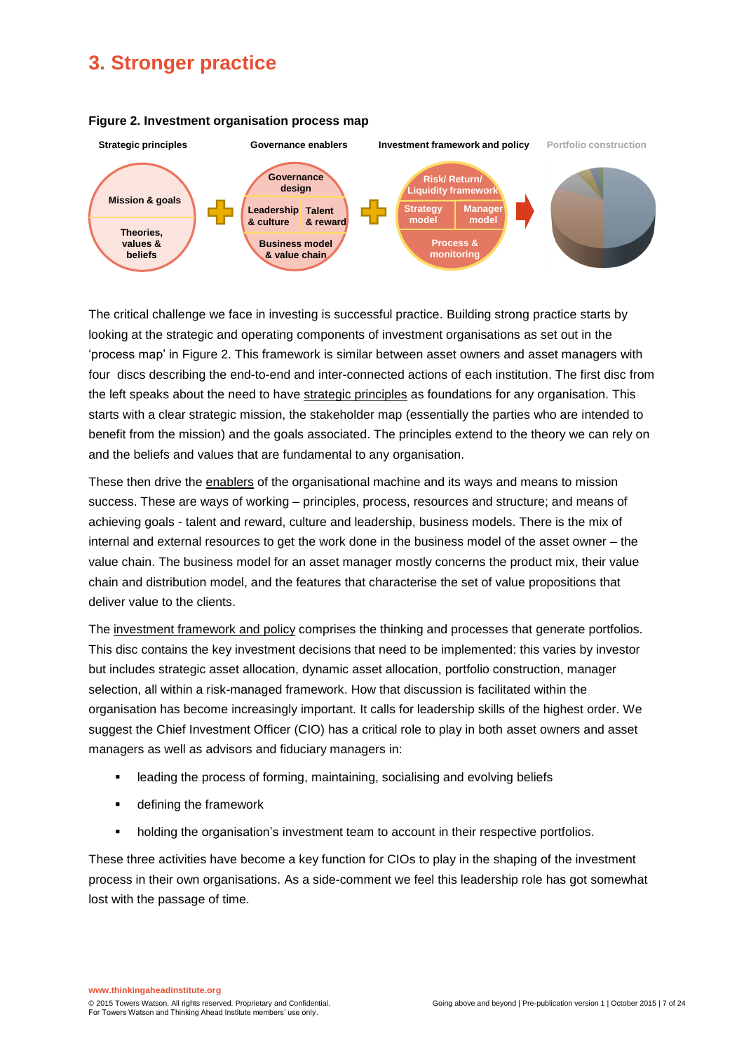# 3. Stronger practice

**Figure 2. Investment organisation process map**

Strategic principles | Governance enablers | Investment framework and policy | Portfolio construction

Mission & goals; Theories, values & beliefs + Governance design; Leadership & culture; Talent & reward; Business model & value chain + Risk/ Return/ Liquidity framework; Strategy model; Manager model; Process & monitoring → Portfolio construction

The critical challenge we face in investing is successful practice. Building strong practice starts by looking at the strategic and operating components of investment organisations as set out in the 'process map' in Figure 2. This framework is similar between asset owners and asset managers with four discs describing the end-to-end and inter-connected actions of each institution. The first disc from the left speaks about the need to have strategic principles as foundations for any organisation. This starts with a clear strategic mission, the stakeholder map (essentially the parties who are intended to benefit from the mission) and the goals associated. The principles extend to the theory we can rely on and the beliefs and values that are fundamental to any organisation.

These then drive the enablers of the organisational machine and its ways and means to mission success. These are ways of working – principles, process, resources and structure; and means of achieving goals - talent and reward, culture and leadership, business models. There is the mix of internal and external resources to get the work done in the business model of the asset owner – the value chain. The business model for an asset manager mostly concerns the product mix, their value chain and distribution model, and the features that characterise the set of value propositions that deliver value to the clients.

The investment framework and policy comprises the thinking and processes that generate portfolios. This disc contains the key investment decisions that need to be implemented: this varies by investor but includes strategic asset allocation, dynamic asset allocation, portfolio construction, manager selection, all within a risk-managed framework. How that discussion is facilitated within the organisation has become increasingly important. It calls for leadership skills of the highest order. We suggest the Chief Investment Officer (CIO) has a critical role to play in both asset owners and asset managers as well as advisors and fiduciary managers in:

- leading the process of forming, maintaining, socialising and evolving beliefs
- defining the framework
- holding the organisation's investment team to account in their respective portfolios.

These three activities have become a key function for CIOs to play in the shaping of the investment process in their own organisations. As a side-comment we feel this leadership role has got somewhat lost with the passage of time.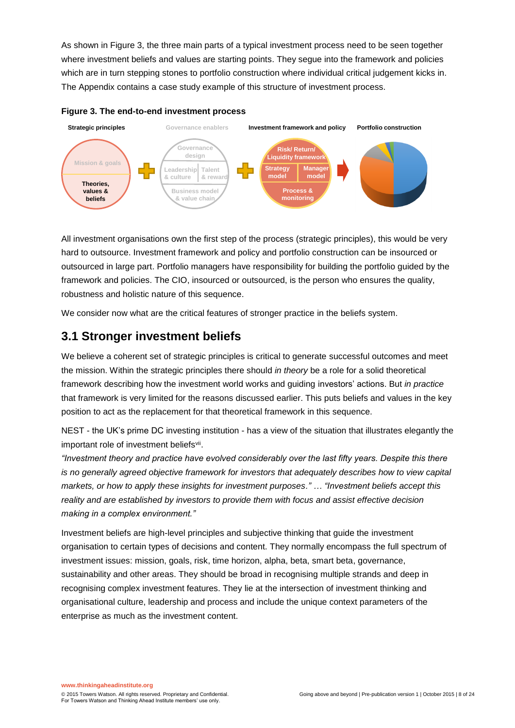As shown in Figure 3, the three main parts of a typical investment process need to be seen together where investment beliefs and values are starting points. They segue into the framework and policies which are in turn stepping stones to portfolio construction where individual critical judgement kicks in. The Appendix contains a case study example of this structure of investment process.

**Figure 3. The end-to-end investment process**

All investment organisations own the first step of the process (strategic principles), this would be very hard to outsource. Investment framework and policy and portfolio construction can be insourced or outsourced in large part. Portfolio managers have responsibility for building the portfolio guided by the framework and policies. The CIO, insourced or outsourced, is the person who ensures the quality, robustness and holistic nature of this sequence.

We consider now what are the critical features of stronger practice in the beliefs system.

## 3.1 Stronger investment beliefs

We believe a coherent set of strategic principles is critical to generate successful outcomes and meet the mission. Within the strategic principles there should *in theory* be a role for a solid theoretical framework describing how the investment world works and guiding investors' actions. But *in practice* that framework is very limited for the reasons discussed earlier. This puts beliefs and values in the key position to act as the replacement for that theoretical framework in this sequence.

NEST - the UK's prime DC investing institution - has a view of the situation that illustrates elegantly the important role of investment beliefs[vii].

*"Investment theory and practice have evolved considerably over the last fifty years. Despite this there is no generally agreed objective framework for investors that adequately describes how to view capital markets, or how to apply these insights for investment purposes." … "Investment beliefs accept this reality and are established by investors to provide them with focus and assist effective decision making in a complex environment."*

Investment beliefs are high-level principles and subjective thinking that guide the investment organisation to certain types of decisions and content. They normally encompass the full spectrum of investment issues: mission, goals, risk, time horizon, alpha, beta, smart beta, governance, sustainability and other areas. They should be broad in recognising multiple strands and deep in recognising complex investment features. They lie at the intersection of investment thinking and organisational culture, leadership and process and include the unique context parameters of the enterprise as much as the investment content.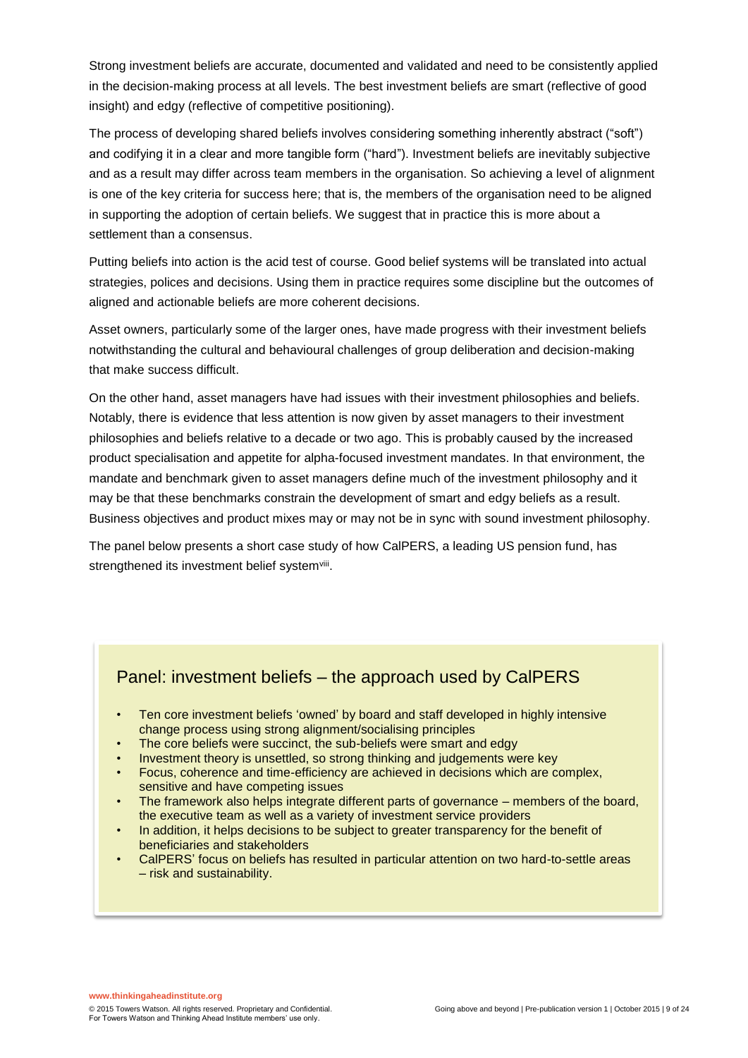Strong investment beliefs are accurate, documented and validated and need to be consistently applied in the decision-making process at all levels. The best investment beliefs are smart (reflective of good insight) and edgy (reflective of competitive positioning).

The process of developing shared beliefs involves considering something inherently abstract ("soft") and codifying it in a clear and more tangible form ("hard"). Investment beliefs are inevitably subjective and as a result may differ across team members in the organisation. So achieving a level of alignment is one of the key criteria for success here; that is, the members of the organisation need to be aligned in supporting the adoption of certain beliefs. We suggest that in practice this is more about a settlement than a consensus.

Putting beliefs into action is the acid test of course. Good belief systems will be translated into actual strategies, polices and decisions. Using them in practice requires some discipline but the outcomes of aligned and actionable beliefs are more coherent decisions.

Asset owners, particularly some of the larger ones, have made progress with their investment beliefs notwithstanding the cultural and behavioural challenges of group deliberation and decision-making that make success difficult.

On the other hand, asset managers have had issues with their investment philosophies and beliefs. Notably, there is evidence that less attention is now given by asset managers to their investment philosophies and beliefs relative to a decade or two ago. This is probably caused by the increased product specialisation and appetite for alpha-focused investment mandates. In that environment, the mandate and benchmark given to asset managers define much of the investment philosophy and it may be that these benchmarks constrain the development of smart and edgy beliefs as a result. Business objectives and product mixes may or may not be in sync with sound investment philosophy.

The panel below presents a short case study of how CalPERS, a leading US pension fund, has strengthened its investment belief system[viii].

## Panel: investment beliefs – the approach used by CalPERS

- Ten core investment beliefs 'owned' by board and staff developed in highly intensive change process using strong alignment/socialising principles
- The core beliefs were succinct, the sub-beliefs were smart and edgy
- Investment theory is unsettled, so strong thinking and judgements were key
- Focus, coherence and time-efficiency are achieved in decisions which are complex, sensitive and have competing issues
- The framework also helps integrate different parts of governance – members of the board, the executive team as well as a variety of investment service providers
- In addition, it helps decisions to be subject to greater transparency for the benefit of beneficiaries and stakeholders
- CalPERS' focus on beliefs has resulted in particular attention on two hard-to-settle areas – risk and sustainability.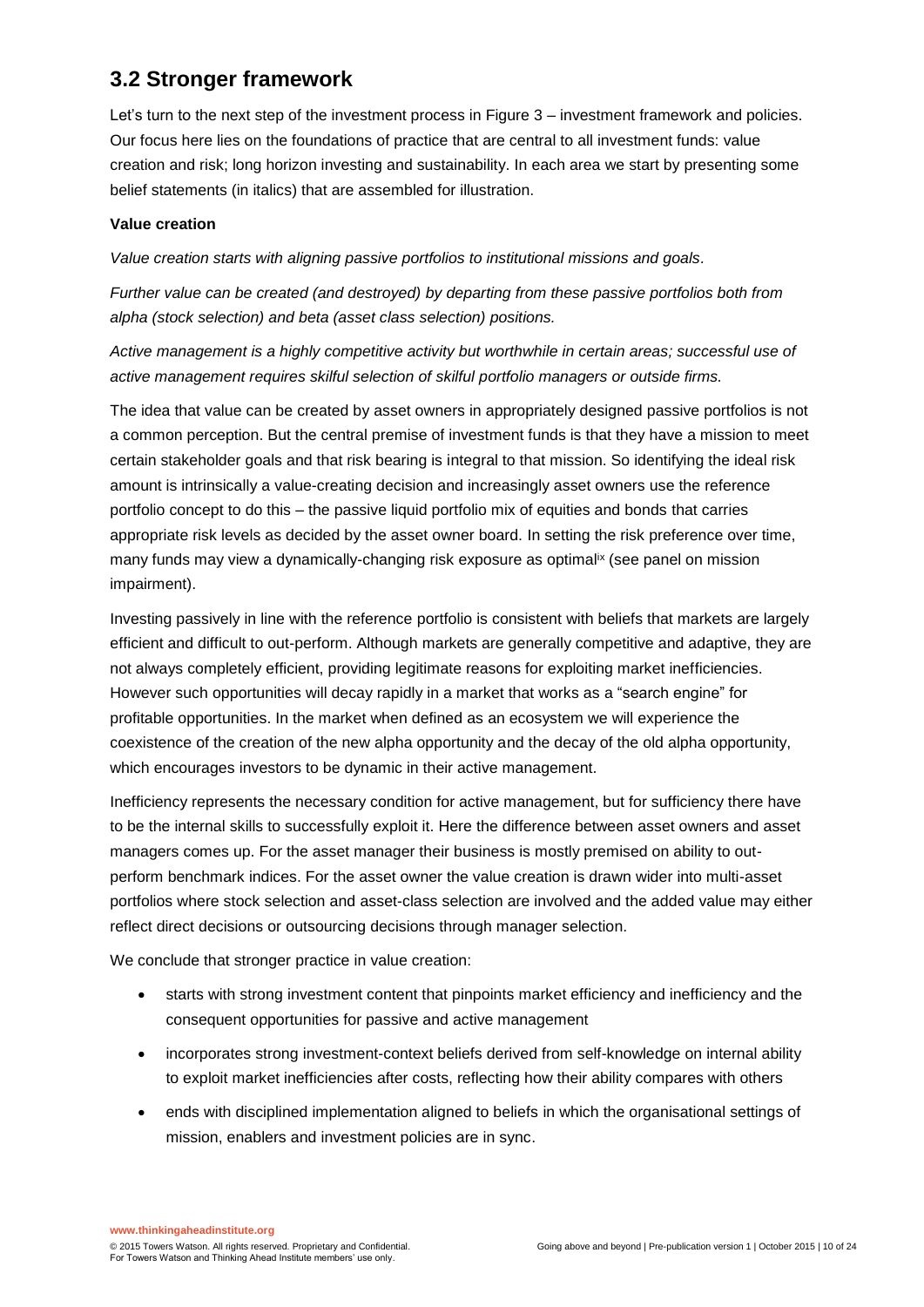## 3.2 Stronger framework

Let's turn to the next step of the investment process in Figure 3 – investment framework and policies. Our focus here lies on the foundations of practice that are central to all investment funds: value creation and risk; long horizon investing and sustainability. In each area we start by presenting some belief statements (in italics) that are assembled for illustration.

**Value creation**

*Value creation starts with aligning passive portfolios to institutional missions and goals.*

*Further value can be created (and destroyed) by departing from these passive portfolios both from alpha (stock selection) and beta (asset class selection) positions.*

*Active management is a highly competitive activity but worthwhile in certain areas; successful use of active management requires skilful selection of skilful portfolio managers or outside firms.*

The idea that value can be created by asset owners in appropriately designed passive portfolios is not a common perception. But the central premise of investment funds is that they have a mission to meet certain stakeholder goals and that risk bearing is integral to that mission. So identifying the ideal risk amount is intrinsically a value-creating decision and increasingly asset owners use the reference portfolio concept to do this – the passive liquid portfolio mix of equities and bonds that carries appropriate risk levels as decided by the asset owner board. In setting the risk preference over time, many funds may view a dynamically-changing risk exposure as optimal[ix] (see panel on mission impairment).

Investing passively in line with the reference portfolio is consistent with beliefs that markets are largely efficient and difficult to out-perform. Although markets are generally competitive and adaptive, they are not always completely efficient, providing legitimate reasons for exploiting market inefficiencies. However such opportunities will decay rapidly in a market that works as a "search engine" for profitable opportunities. In the market when defined as an ecosystem we will experience the coexistence of the creation of the new alpha opportunity and the decay of the old alpha opportunity, which encourages investors to be dynamic in their active management.

Inefficiency represents the necessary condition for active management, but for sufficiency there have to be the internal skills to successfully exploit it. Here the difference between asset owners and asset managers comes up. For the asset manager their business is mostly premised on ability to out-perform benchmark indices. For the asset owner the value creation is drawn wider into multi-asset portfolios where stock selection and asset-class selection are involved and the added value may either reflect direct decisions or outsourcing decisions through manager selection.

We conclude that stronger practice in value creation:

- starts with strong investment content that pinpoints market efficiency and inefficiency and the consequent opportunities for passive and active management
- incorporates strong investment-context beliefs derived from self-knowledge on internal ability to exploit market inefficiencies after costs, reflecting how their ability compares with others
- ends with disciplined implementation aligned to beliefs in which the organisational settings of mission, enablers and investment policies are in sync.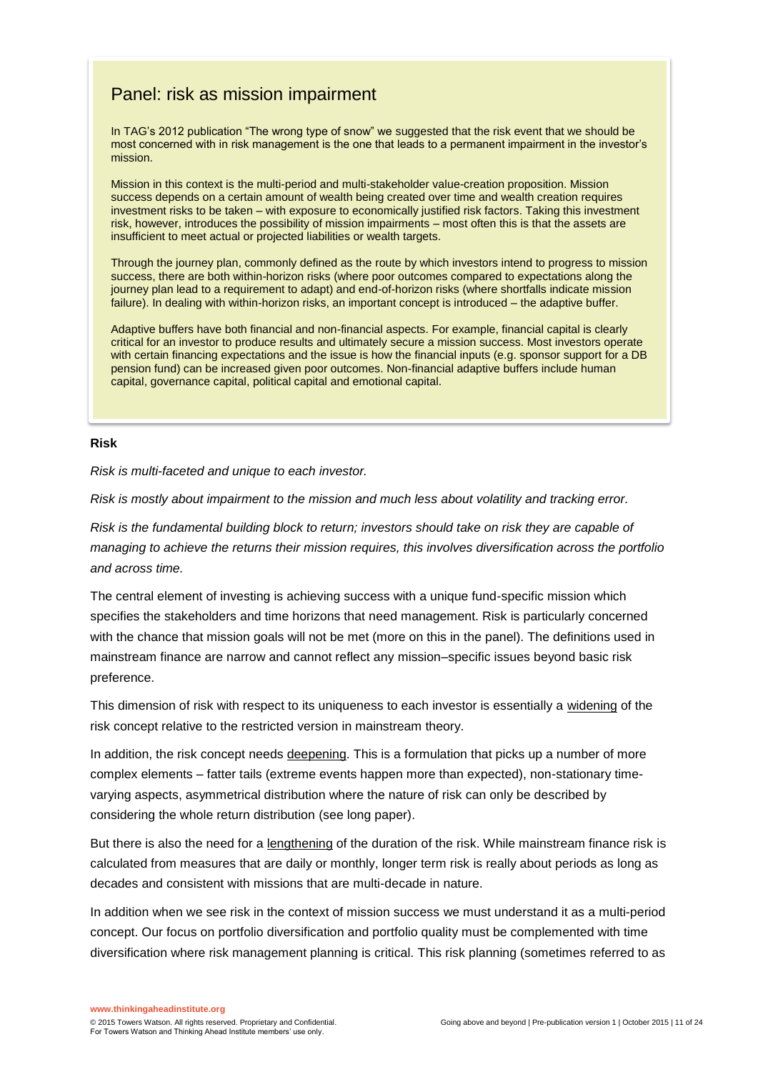## Panel: risk as mission impairment

In TAG's 2012 publication "The wrong type of snow" we suggested that the risk event that we should be most concerned with in risk management is the one that leads to a permanent impairment in the investor's mission.

Mission in this context is the multi-period and multi-stakeholder value-creation proposition. Mission success depends on a certain amount of wealth being created over time and wealth creation requires investment risks to be taken – with exposure to economically justified risk factors. Taking this investment risk, however, introduces the possibility of mission impairments – most often this is that the assets are insufficient to meet actual or projected liabilities or wealth targets.

Through the journey plan, commonly defined as the route by which investors intend to progress to mission success, there are both within-horizon risks (where poor outcomes compared to expectations along the journey plan lead to a requirement to adapt) and end-of-horizon risks (where shortfalls indicate mission failure). In dealing with within-horizon risks, an important concept is introduced – the adaptive buffer.

Adaptive buffers have both financial and non-financial aspects. For example, financial capital is clearly critical for an investor to produce results and ultimately secure a mission success. Most investors operate with certain financing expectations and the issue is how the financial inputs (e.g. sponsor support for a DB pension fund) can be increased given poor outcomes. Non-financial adaptive buffers include human capital, governance capital, political capital and emotional capital.

**Risk**

*Risk is multi-faceted and unique to each investor.*

*Risk is mostly about impairment to the mission and much less about volatility and tracking error.*

*Risk is the fundamental building block to return; investors should take on risk they are capable of managing to achieve the returns their mission requires, this involves diversification across the portfolio and across time.*

The central element of investing is achieving success with a unique fund-specific mission which specifies the stakeholders and time horizons that need management. Risk is particularly concerned with the chance that mission goals will not be met (more on this in the panel). The definitions used in mainstream finance are narrow and cannot reflect any mission–specific issues beyond basic risk preference.

This dimension of risk with respect to its uniqueness to each investor is essentially a <u>widening</u> of the risk concept relative to the restricted version in mainstream theory.

In addition, the risk concept needs <u>deepening</u>. This is a formulation that picks up a number of more complex elements – fatter tails (extreme events happen more than expected), non-stationary time-varying aspects, asymmetrical distribution where the nature of risk can only be described by considering the whole return distribution (see long paper).

But there is also the need for a <u>lengthening</u> of the duration of the risk. While mainstream finance risk is calculated from measures that are daily or monthly, longer term risk is really about periods as long as decades and consistent with missions that are multi-decade in nature.

In addition when we see risk in the context of mission success we must understand it as a multi-period concept. Our focus on portfolio diversification and portfolio quality must be complemented with time diversification where risk management planning is critical. This risk planning (sometimes referred to as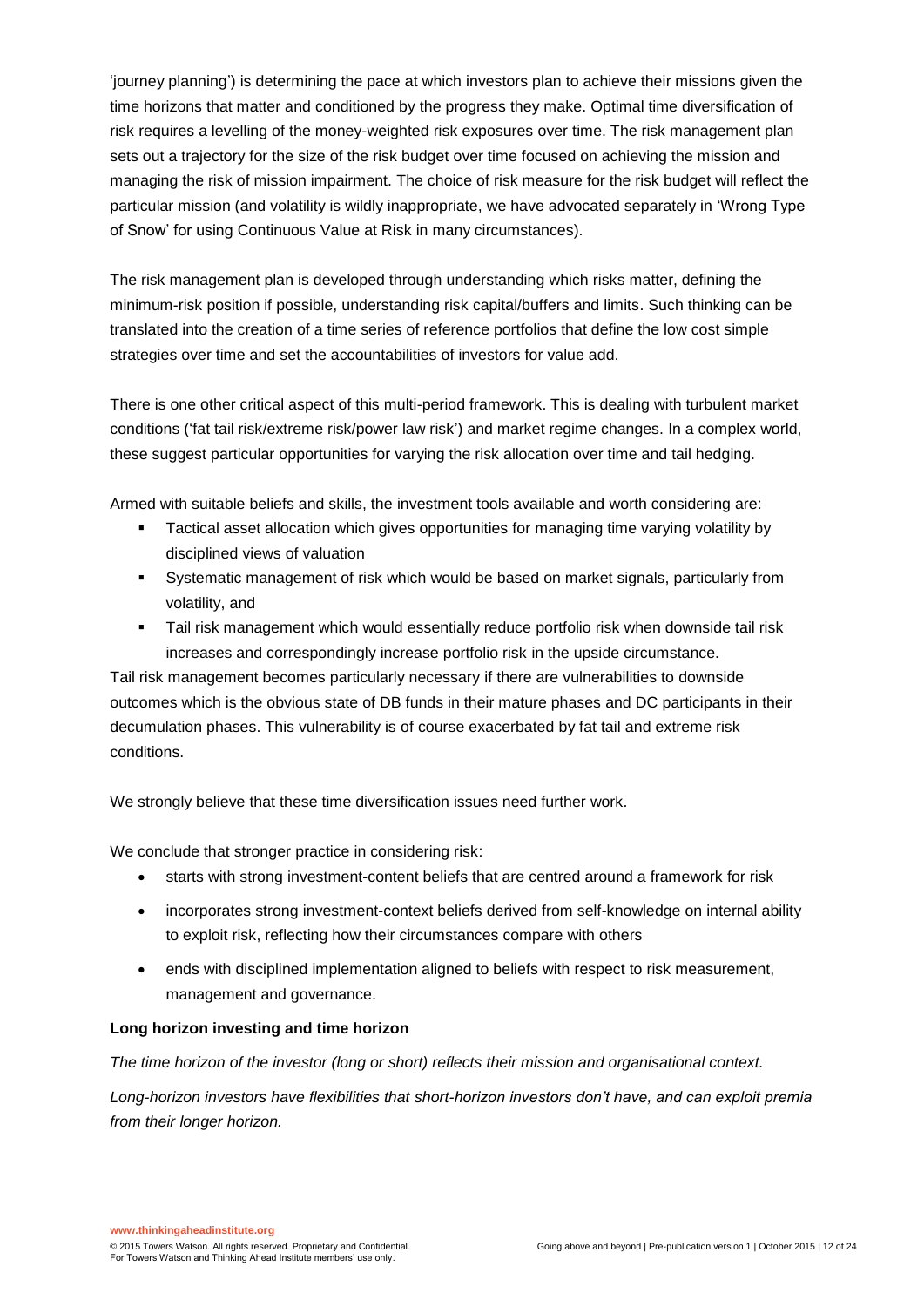'journey planning') is determining the pace at which investors plan to achieve their missions given the time horizons that matter and conditioned by the progress they make. Optimal time diversification of risk requires a levelling of the money-weighted risk exposures over time. The risk management plan sets out a trajectory for the size of the risk budget over time focused on achieving the mission and managing the risk of mission impairment. The choice of risk measure for the risk budget will reflect the particular mission (and volatility is wildly inappropriate, we have advocated separately in 'Wrong Type of Snow' for using Continuous Value at Risk in many circumstances).

The risk management plan is developed through understanding which risks matter, defining the minimum-risk position if possible, understanding risk capital/buffers and limits. Such thinking can be translated into the creation of a time series of reference portfolios that define the low cost simple strategies over time and set the accountabilities of investors for value add.

There is one other critical aspect of this multi-period framework. This is dealing with turbulent market conditions ('fat tail risk/extreme risk/power law risk') and market regime changes. In a complex world, these suggest particular opportunities for varying the risk allocation over time and tail hedging.

Armed with suitable beliefs and skills, the investment tools available and worth considering are:

- Tactical asset allocation which gives opportunities for managing time varying volatility by disciplined views of valuation
- Systematic management of risk which would be based on market signals, particularly from volatility, and
- Tail risk management which would essentially reduce portfolio risk when downside tail risk increases and correspondingly increase portfolio risk in the upside circumstance.

Tail risk management becomes particularly necessary if there are vulnerabilities to downside outcomes which is the obvious state of DB funds in their mature phases and DC participants in their decumulation phases. This vulnerability is of course exacerbated by fat tail and extreme risk conditions.

We strongly believe that these time diversification issues need further work.

We conclude that stronger practice in considering risk:

- starts with strong investment-content beliefs that are centred around a framework for risk
- incorporates strong investment-context beliefs derived from self-knowledge on internal ability to exploit risk, reflecting how their circumstances compare with others
- ends with disciplined implementation aligned to beliefs with respect to risk measurement, management and governance.

**Long horizon investing and time horizon**

*The time horizon of the investor (long or short) reflects their mission and organisational context.*

*Long-horizon investors have flexibilities that short-horizon investors don't have, and can exploit premia from their longer horizon.*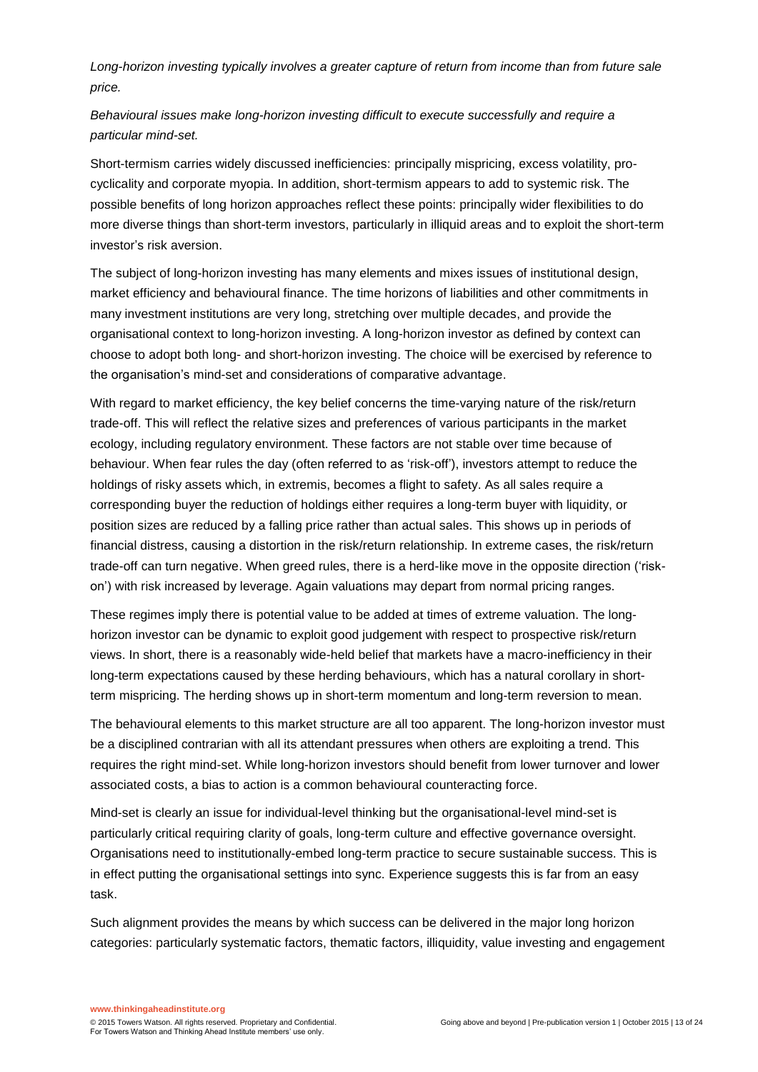*Long-horizon investing typically involves a greater capture of return from income than from future sale price.*

*Behavioural issues make long-horizon investing difficult to execute successfully and require a particular mind-set.*

Short-termism carries widely discussed inefficiencies: principally mispricing, excess volatility, pro-cyclicality and corporate myopia. In addition, short-termism appears to add to systemic risk. The possible benefits of long horizon approaches reflect these points: principally wider flexibilities to do more diverse things than short-term investors, particularly in illiquid areas and to exploit the short-term investor's risk aversion.

The subject of long-horizon investing has many elements and mixes issues of institutional design, market efficiency and behavioural finance. The time horizons of liabilities and other commitments in many investment institutions are very long, stretching over multiple decades, and provide the organisational context to long-horizon investing. A long-horizon investor as defined by context can choose to adopt both long- and short-horizon investing. The choice will be exercised by reference to the organisation's mind-set and considerations of comparative advantage.

With regard to market efficiency, the key belief concerns the time-varying nature of the risk/return trade-off. This will reflect the relative sizes and preferences of various participants in the market ecology, including regulatory environment. These factors are not stable over time because of behaviour. When fear rules the day (often referred to as 'risk-off'), investors attempt to reduce the holdings of risky assets which, in extremis, becomes a flight to safety. As all sales require a corresponding buyer the reduction of holdings either requires a long-term buyer with liquidity, or position sizes are reduced by a falling price rather than actual sales. This shows up in periods of financial distress, causing a distortion in the risk/return relationship. In extreme cases, the risk/return trade-off can turn negative. When greed rules, there is a herd-like move in the opposite direction ('risk-on') with risk increased by leverage. Again valuations may depart from normal pricing ranges.

These regimes imply there is potential value to be added at times of extreme valuation. The long-horizon investor can be dynamic to exploit good judgement with respect to prospective risk/return views. In short, there is a reasonably wide-held belief that markets have a macro-inefficiency in their long-term expectations caused by these herding behaviours, which has a natural corollary in short-term mispricing. The herding shows up in short-term momentum and long-term reversion to mean.

The behavioural elements to this market structure are all too apparent. The long-horizon investor must be a disciplined contrarian with all its attendant pressures when others are exploiting a trend. This requires the right mind-set. While long-horizon investors should benefit from lower turnover and lower associated costs, a bias to action is a common behavioural counteracting force.

Mind-set is clearly an issue for individual-level thinking but the organisational-level mind-set is particularly critical requiring clarity of goals, long-term culture and effective governance oversight. Organisations need to institutionally-embed long-term practice to secure sustainable success. This is in effect putting the organisational settings into sync. Experience suggests this is far from an easy task.

Such alignment provides the means by which success can be delivered in the major long horizon categories: particularly systematic factors, thematic factors, illiquidity, value investing and engagement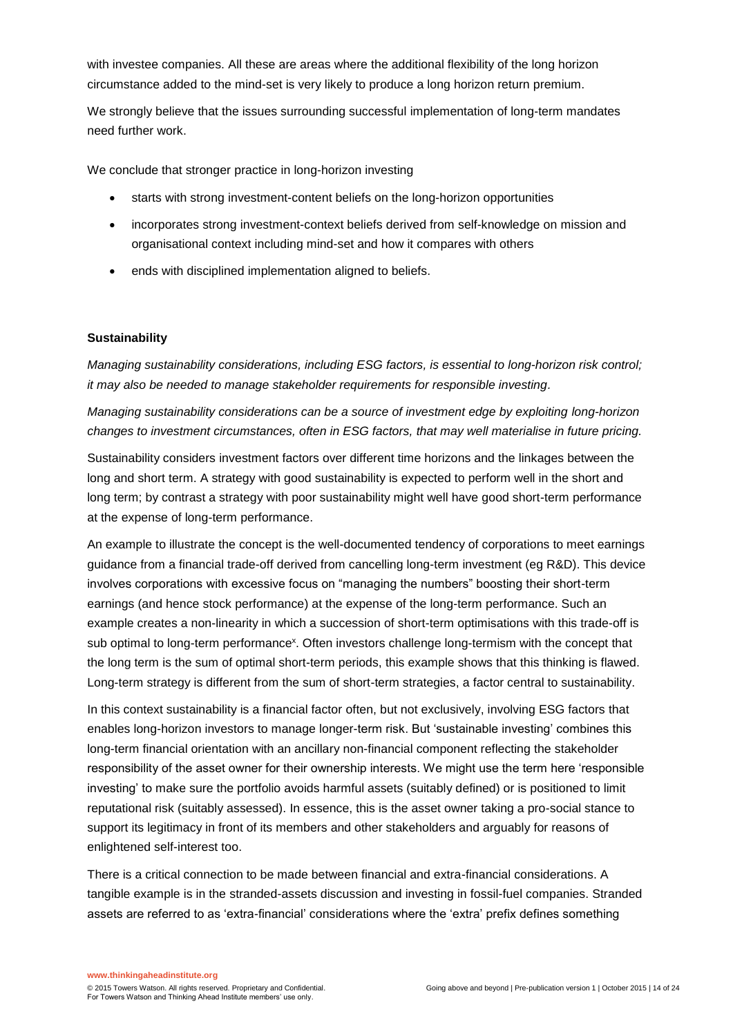with investee companies. All these are areas where the additional flexibility of the long horizon circumstance added to the mind-set is very likely to produce a long horizon return premium.

We strongly believe that the issues surrounding successful implementation of long-term mandates need further work.

We conclude that stronger practice in long-horizon investing

- starts with strong investment-content beliefs on the long-horizon opportunities
- incorporates strong investment-context beliefs derived from self-knowledge on mission and organisational context including mind-set and how it compares with others
- ends with disciplined implementation aligned to beliefs.

**Sustainability**

*Managing sustainability considerations, including ESG factors, is essential to long-horizon risk control; it may also be needed to manage stakeholder requirements for responsible investing.*

*Managing sustainability considerations can be a source of investment edge by exploiting long-horizon changes to investment circumstances, often in ESG factors, that may well materialise in future pricing.*

Sustainability considers investment factors over different time horizons and the linkages between the long and short term. A strategy with good sustainability is expected to perform well in the short and long term; by contrast a strategy with poor sustainability might well have good short-term performance at the expense of long-term performance.

An example to illustrate the concept is the well-documented tendency of corporations to meet earnings guidance from a financial trade-off derived from cancelling long-term investment (eg R&D). This device involves corporations with excessive focus on "managing the numbers" boosting their short-term earnings (and hence stock performance) at the expense of the long-term performance. Such an example creates a non-linearity in which a succession of short-term optimisations with this trade-off is sub optimal to long-term performance[x]. Often investors challenge long-termism with the concept that the long term is the sum of optimal short-term periods, this example shows that this thinking is flawed. Long-term strategy is different from the sum of short-term strategies, a factor central to sustainability.

In this context sustainability is a financial factor often, but not exclusively, involving ESG factors that enables long-horizon investors to manage longer-term risk. But 'sustainable investing' combines this long-term financial orientation with an ancillary non-financial component reflecting the stakeholder responsibility of the asset owner for their ownership interests. We might use the term here 'responsible investing' to make sure the portfolio avoids harmful assets (suitably defined) or is positioned to limit reputational risk (suitably assessed). In essence, this is the asset owner taking a pro-social stance to support its legitimacy in front of its members and other stakeholders and arguably for reasons of enlightened self-interest too.

There is a critical connection to be made between financial and extra-financial considerations. A tangible example is in the stranded-assets discussion and investing in fossil-fuel companies. Stranded assets are referred to as 'extra-financial' considerations where the 'extra' prefix defines something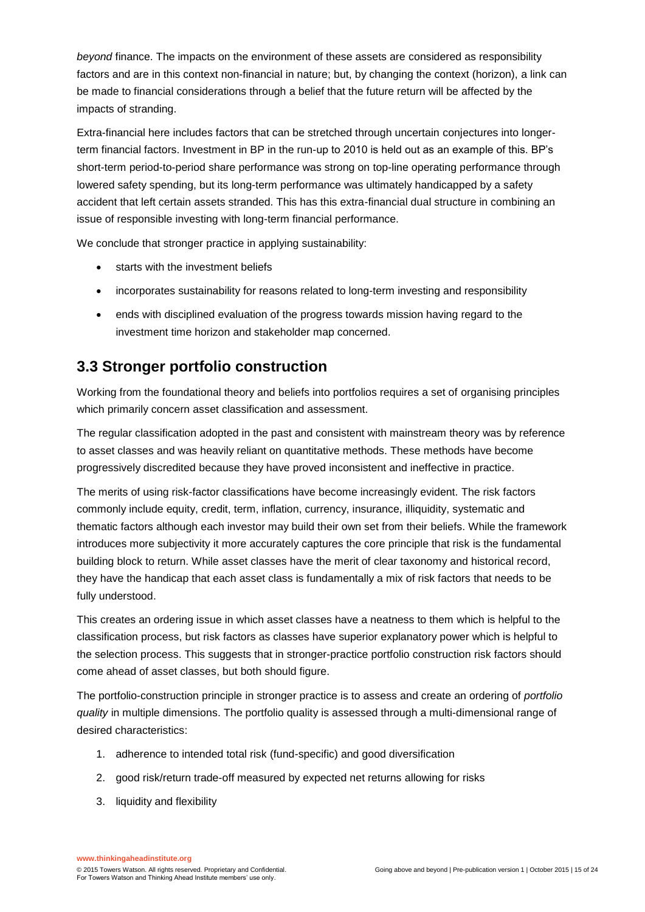*beyond* finance. The impacts on the environment of these assets are considered as responsibility factors and are in this context non-financial in nature; but, by changing the context (horizon), a link can be made to financial considerations through a belief that the future return will be affected by the impacts of stranding.

Extra-financial here includes factors that can be stretched through uncertain conjectures into longer-term financial factors. Investment in BP in the run-up to 2010 is held out as an example of this. BP's short-term period-to-period share performance was strong on top-line operating performance through lowered safety spending, but its long-term performance was ultimately handicapped by a safety accident that left certain assets stranded. This has this extra-financial dual structure in combining an issue of responsible investing with long-term financial performance.

We conclude that stronger practice in applying sustainability:

- starts with the investment beliefs
- incorporates sustainability for reasons related to long-term investing and responsibility
- ends with disciplined evaluation of the progress towards mission having regard to the investment time horizon and stakeholder map concerned.

## 3.3 Stronger portfolio construction

Working from the foundational theory and beliefs into portfolios requires a set of organising principles which primarily concern asset classification and assessment.

The regular classification adopted in the past and consistent with mainstream theory was by reference to asset classes and was heavily reliant on quantitative methods. These methods have become progressively discredited because they have proved inconsistent and ineffective in practice.

The merits of using risk-factor classifications have become increasingly evident. The risk factors commonly include equity, credit, term, inflation, currency, insurance, illiquidity, systematic and thematic factors although each investor may build their own set from their beliefs. While the framework introduces more subjectivity it more accurately captures the core principle that risk is the fundamental building block to return. While asset classes have the merit of clear taxonomy and historical record, they have the handicap that each asset class is fundamentally a mix of risk factors that needs to be fully understood.

This creates an ordering issue in which asset classes have a neatness to them which is helpful to the classification process, but risk factors as classes have superior explanatory power which is helpful to the selection process. This suggests that in stronger-practice portfolio construction risk factors should come ahead of asset classes, but both should figure.

The portfolio-construction principle in stronger practice is to assess and create an ordering of *portfolio quality* in multiple dimensions. The portfolio quality is assessed through a multi-dimensional range of desired characteristics:

1. adherence to intended total risk (fund-specific) and good diversification
2. good risk/return trade-off measured by expected net returns allowing for risks
3. liquidity and flexibility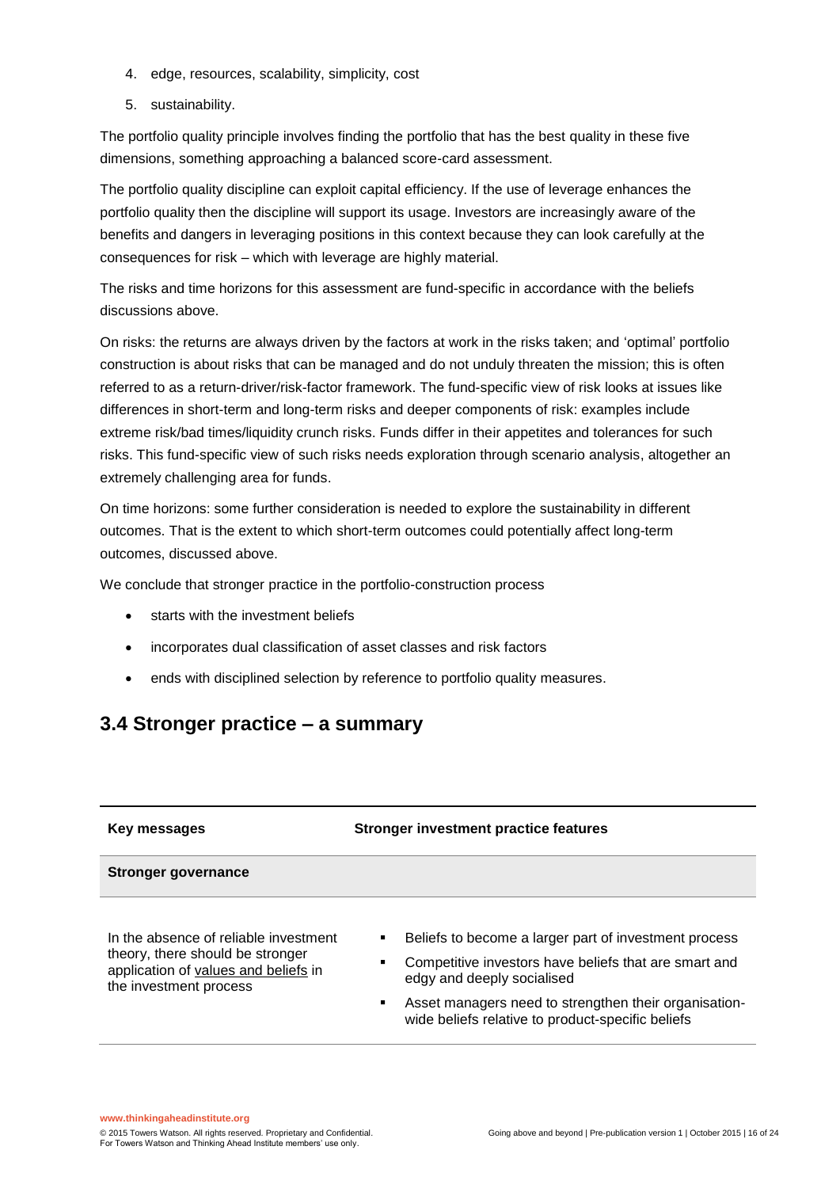4. edge, resources, scalability, simplicity, cost
5. sustainability.

The portfolio quality principle involves finding the portfolio that has the best quality in these five dimensions, something approaching a balanced score-card assessment.

The portfolio quality discipline can exploit capital efficiency. If the use of leverage enhances the portfolio quality then the discipline will support its usage. Investors are increasingly aware of the benefits and dangers in leveraging positions in this context because they can look carefully at the consequences for risk – which with leverage are highly material.

The risks and time horizons for this assessment are fund-specific in accordance with the beliefs discussions above.

On risks: the returns are always driven by the factors at work in the risks taken; and 'optimal' portfolio construction is about risks that can be managed and do not unduly threaten the mission; this is often referred to as a return-driver/risk-factor framework. The fund-specific view of risk looks at issues like differences in short-term and long-term risks and deeper components of risk: examples include extreme risk/bad times/liquidity crunch risks. Funds differ in their appetites and tolerances for such risks. This fund-specific view of such risks needs exploration through scenario analysis, altogether an extremely challenging area for funds.

On time horizons: some further consideration is needed to explore the sustainability in different outcomes. That is the extent to which short-term outcomes could potentially affect long-term outcomes, discussed above.

We conclude that stronger practice in the portfolio-construction process

- starts with the investment beliefs
- incorporates dual classification of asset classes and risk factors
- ends with disciplined selection by reference to portfolio quality measures.

## 3.4 Stronger practice – a summary

| Key messages | Stronger investment practice features |
|---|---|
| **Stronger governance** | |
| In the absence of reliable investment theory, there should be stronger application of values and beliefs in the investment process | ▪ Beliefs to become a larger part of investment process<br>▪ Competitive investors have beliefs that are smart and edgy and deeply socialised<br>▪ Asset managers need to strengthen their organisation-wide beliefs relative to product-specific beliefs |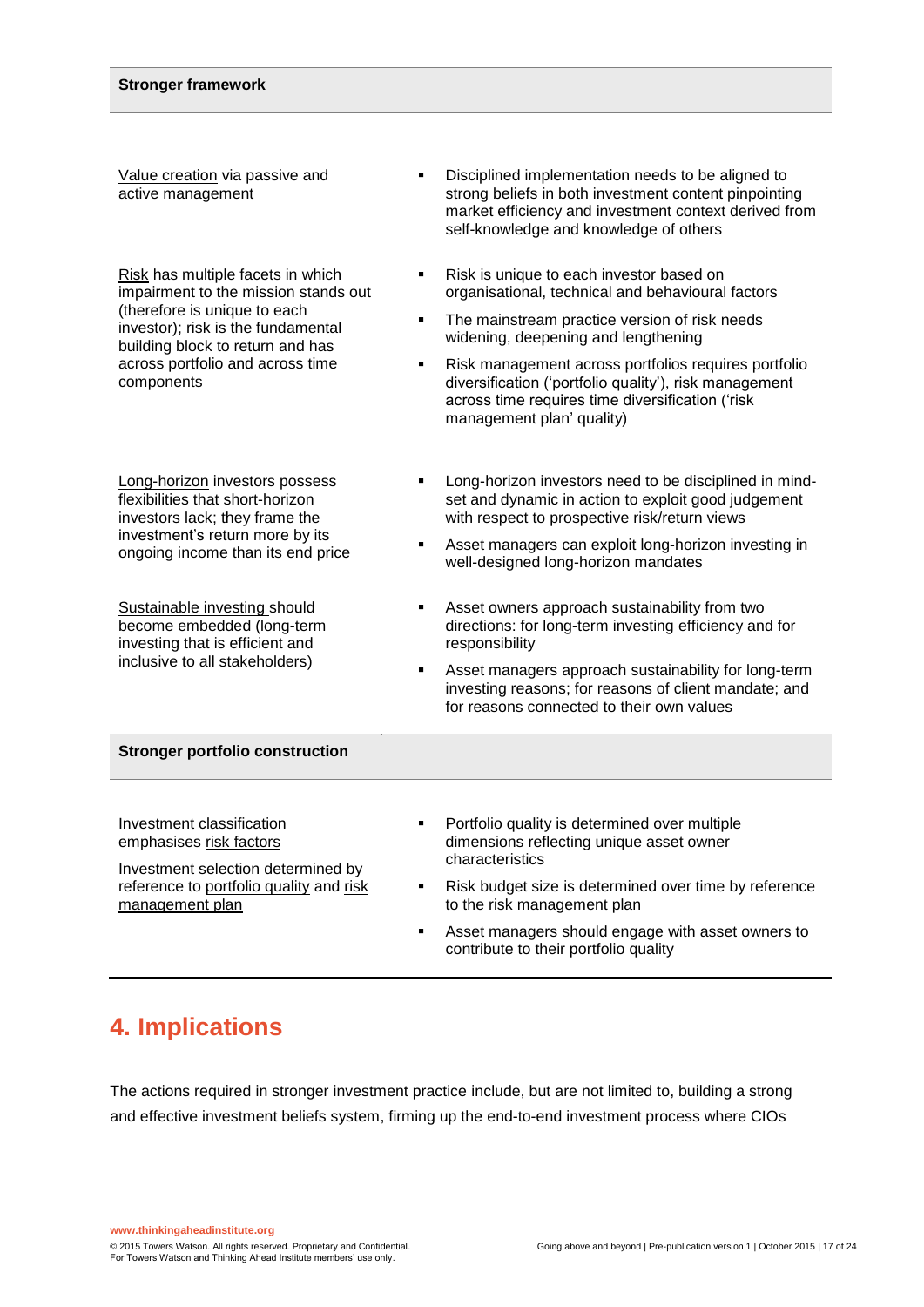| **Stronger framework** | |
|---|---|
| <u>Value creation</u> via passive and active management | ▪ Disciplined implementation needs to be aligned to strong beliefs in both investment content pinpointing market efficiency and investment context derived from self-knowledge and knowledge of others |
| <u>Risk</u> has multiple facets in which impairment to the mission stands out (therefore is unique to each investor); risk is the fundamental building block to return and has across portfolio and across time components | ▪ Risk is unique to each investor based on organisational, technical and behavioural factors<br>▪ The mainstream practice version of risk needs widening, deepening and lengthening<br>▪ Risk management across portfolios requires portfolio diversification ('portfolio quality'), risk management across time requires time diversification ('risk management plan' quality) |
| <u>Long-horizon</u> investors possess flexibilities that short-horizon investors lack; they frame the investment's return more by its ongoing income than its end price | ▪ Long-horizon investors need to be disciplined in mind-set and dynamic in action to exploit good judgement with respect to prospective risk/return views<br>▪ Asset managers can exploit long-horizon investing in well-designed long-horizon mandates |
| <u>Sustainable investing</u> should become embedded (long-term investing that is efficient and inclusive to all stakeholders) | ▪ Asset owners approach sustainability from two directions: for long-term investing efficiency and for responsibility<br>▪ Asset managers approach sustainability for long-term investing reasons; for reasons of client mandate; and for reasons connected to their own values |
| **Stronger portfolio construction** | |
| Investment classification emphasises <u>risk factors</u><br>Investment selection determined by reference to <u>portfolio quality</u> and <u>risk management plan</u> | ▪ Portfolio quality is determined over multiple dimensions reflecting unique asset owner characteristics<br>▪ Risk budget size is determined over time by reference to the risk management plan<br>▪ Asset managers should engage with asset owners to contribute to their portfolio quality |

## 4. Implications

The actions required in stronger investment practice include, but are not limited to, building a strong and effective investment beliefs system, firming up the end-to-end investment process where CIOs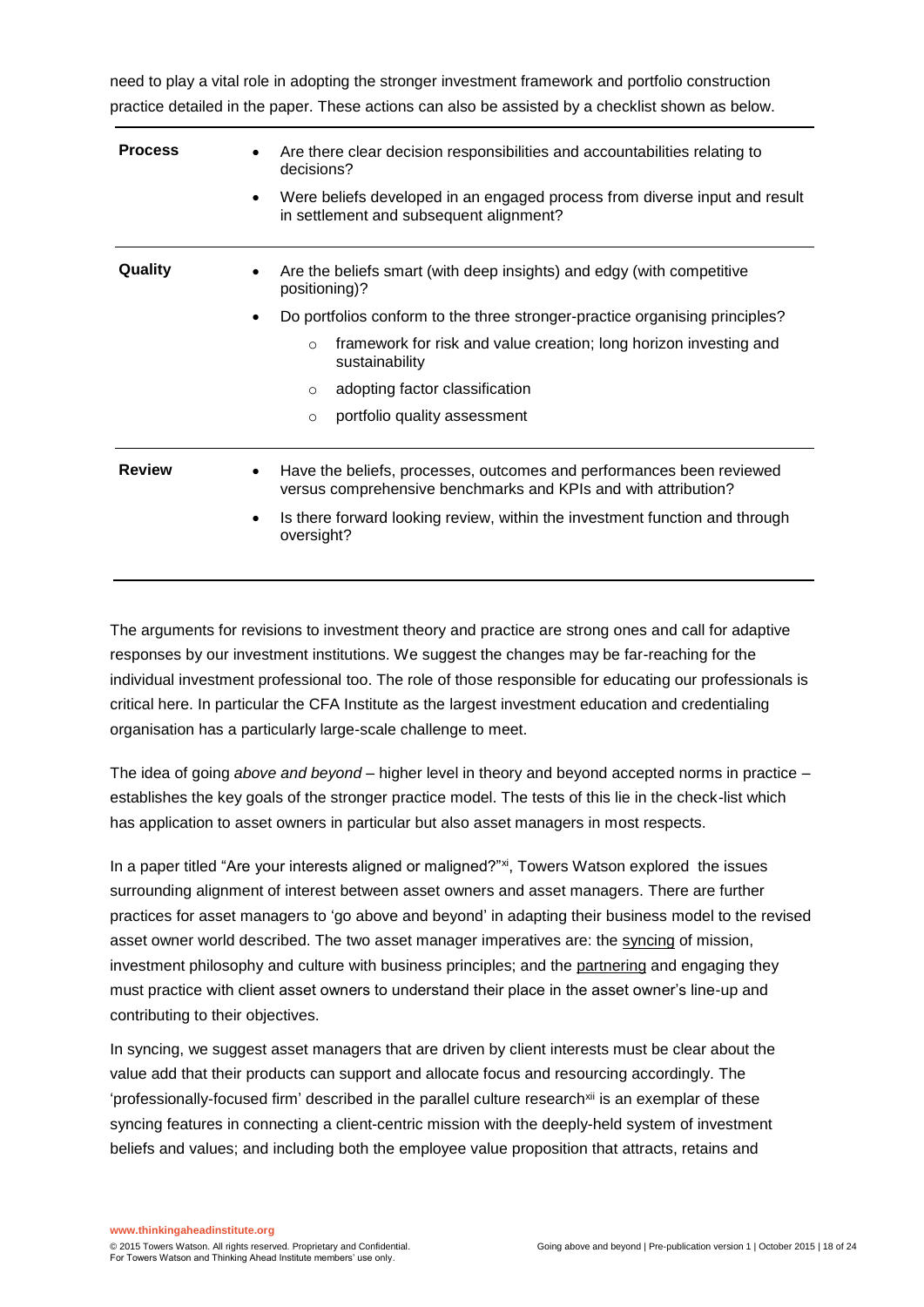need to play a vital role in adopting the stronger investment framework and portfolio construction practice detailed in the paper. These actions can also be assisted by a checklist shown as below.

| | |
|---|---|
| **Process** | • Are there clear decision responsibilities and accountabilities relating to decisions?<br>• Were beliefs developed in an engaged process from diverse input and result in settlement and subsequent alignment? |
| **Quality** | • Are the beliefs smart (with deep insights) and edgy (with competitive positioning)?<br>• Do portfolios conform to the three stronger-practice organising principles?<br>  ○ framework for risk and value creation; long horizon investing and sustainability<br>  ○ adopting factor classification<br>  ○ portfolio quality assessment |
| **Review** | • Have the beliefs, processes, outcomes and performances been reviewed versus comprehensive benchmarks and KPIs and with attribution?<br>• Is there forward looking review, within the investment function and through oversight? |

The arguments for revisions to investment theory and practice are strong ones and call for adaptive responses by our investment institutions. We suggest the changes may be far-reaching for the individual investment professional too. The role of those responsible for educating our professionals is critical here. In particular the CFA Institute as the largest investment education and credentialing organisation has a particularly large-scale challenge to meet.

The idea of going *above and beyond* – higher level in theory and beyond accepted norms in practice – establishes the key goals of the stronger practice model. The tests of this lie in the check-list which has application to asset owners in particular but also asset managers in most respects.

In a paper titled "Are your interests aligned or maligned?"[xi], Towers Watson explored the issues surrounding alignment of interest between asset owners and asset managers. There are further practices for asset managers to 'go above and beyond' in adapting their business model to the revised asset owner world described. The two asset manager imperatives are: the syncing of mission, investment philosophy and culture with business principles; and the partnering and engaging they must practice with client asset owners to understand their place in the asset owner's line-up and contributing to their objectives.

In syncing, we suggest asset managers that are driven by client interests must be clear about the value add that their products can support and allocate focus and resourcing accordingly. The 'professionally-focused firm' described in the parallel culture research[xii] is an exemplar of these syncing features in connecting a client-centric mission with the deeply-held system of investment beliefs and values; and including both the employee value proposition that attracts, retains and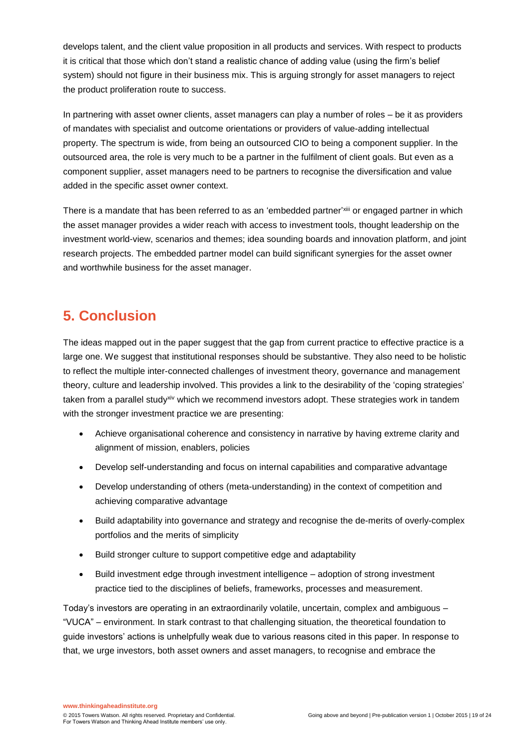develops talent, and the client value proposition in all products and services. With respect to products it is critical that those which don't stand a realistic chance of adding value (using the firm's belief system) should not figure in their business mix. This is arguing strongly for asset managers to reject the product proliferation route to success.

In partnering with asset owner clients, asset managers can play a number of roles – be it as providers of mandates with specialist and outcome orientations or providers of value-adding intellectual property. The spectrum is wide, from being an outsourced CIO to being a component supplier. In the outsourced area, the role is very much to be a partner in the fulfilment of client goals. But even as a component supplier, asset managers need to be partners to recognise the diversification and value added in the specific asset owner context.

There is a mandate that has been referred to as an 'embedded partner'[xiii] or engaged partner in which the asset manager provides a wider reach with access to investment tools, thought leadership on the investment world-view, scenarios and themes; idea sounding boards and innovation platform, and joint research projects. The embedded partner model can build significant synergies for the asset owner and worthwhile business for the asset manager.

## 5. Conclusion

The ideas mapped out in the paper suggest that the gap from current practice to effective practice is a large one. We suggest that institutional responses should be substantive. They also need to be holistic to reflect the multiple inter-connected challenges of investment theory, governance and management theory, culture and leadership involved. This provides a link to the desirability of the 'coping strategies' taken from a parallel study[xiv] which we recommend investors adopt. These strategies work in tandem with the stronger investment practice we are presenting:

- Achieve organisational coherence and consistency in narrative by having extreme clarity and alignment of mission, enablers, policies
- Develop self-understanding and focus on internal capabilities and comparative advantage
- Develop understanding of others (meta-understanding) in the context of competition and achieving comparative advantage
- Build adaptability into governance and strategy and recognise the de-merits of overly-complex portfolios and the merits of simplicity
- Build stronger culture to support competitive edge and adaptability
- Build investment edge through investment intelligence – adoption of strong investment practice tied to the disciplines of beliefs, frameworks, processes and measurement.

Today's investors are operating in an extraordinarily volatile, uncertain, complex and ambiguous – "VUCA" – environment. In stark contrast to that challenging situation, the theoretical foundation to guide investors' actions is unhelpfully weak due to various reasons cited in this paper. In response to that, we urge investors, both asset owners and asset managers, to recognise and embrace the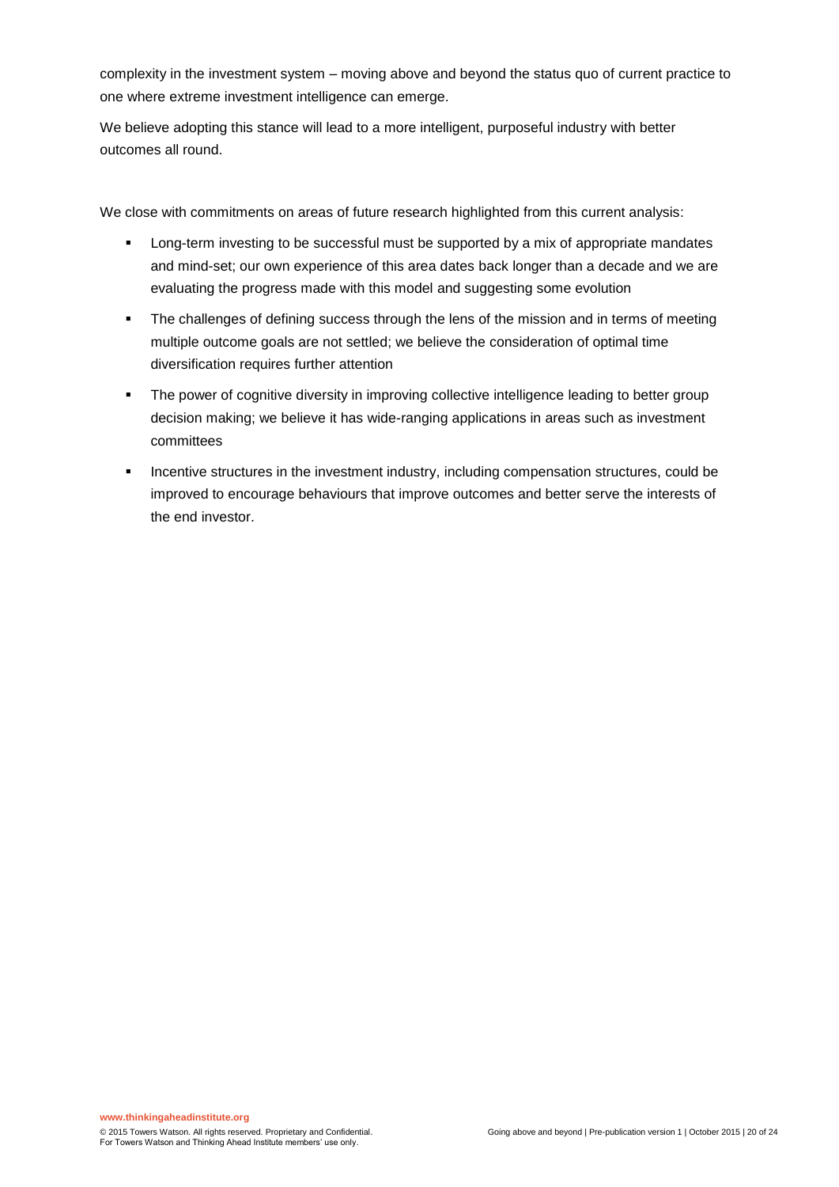complexity in the investment system – moving above and beyond the status quo of current practice to one where extreme investment intelligence can emerge.

We believe adopting this stance will lead to a more intelligent, purposeful industry with better outcomes all round.

We close with commitments on areas of future research highlighted from this current analysis:

- Long-term investing to be successful must be supported by a mix of appropriate mandates and mind-set; our own experience of this area dates back longer than a decade and we are evaluating the progress made with this model and suggesting some evolution
- The challenges of defining success through the lens of the mission and in terms of meeting multiple outcome goals are not settled; we believe the consideration of optimal time diversification requires further attention
- The power of cognitive diversity in improving collective intelligence leading to better group decision making; we believe it has wide-ranging applications in areas such as investment committees
- Incentive structures in the investment industry, including compensation structures, could be improved to encourage behaviours that improve outcomes and better serve the interests of the end investor.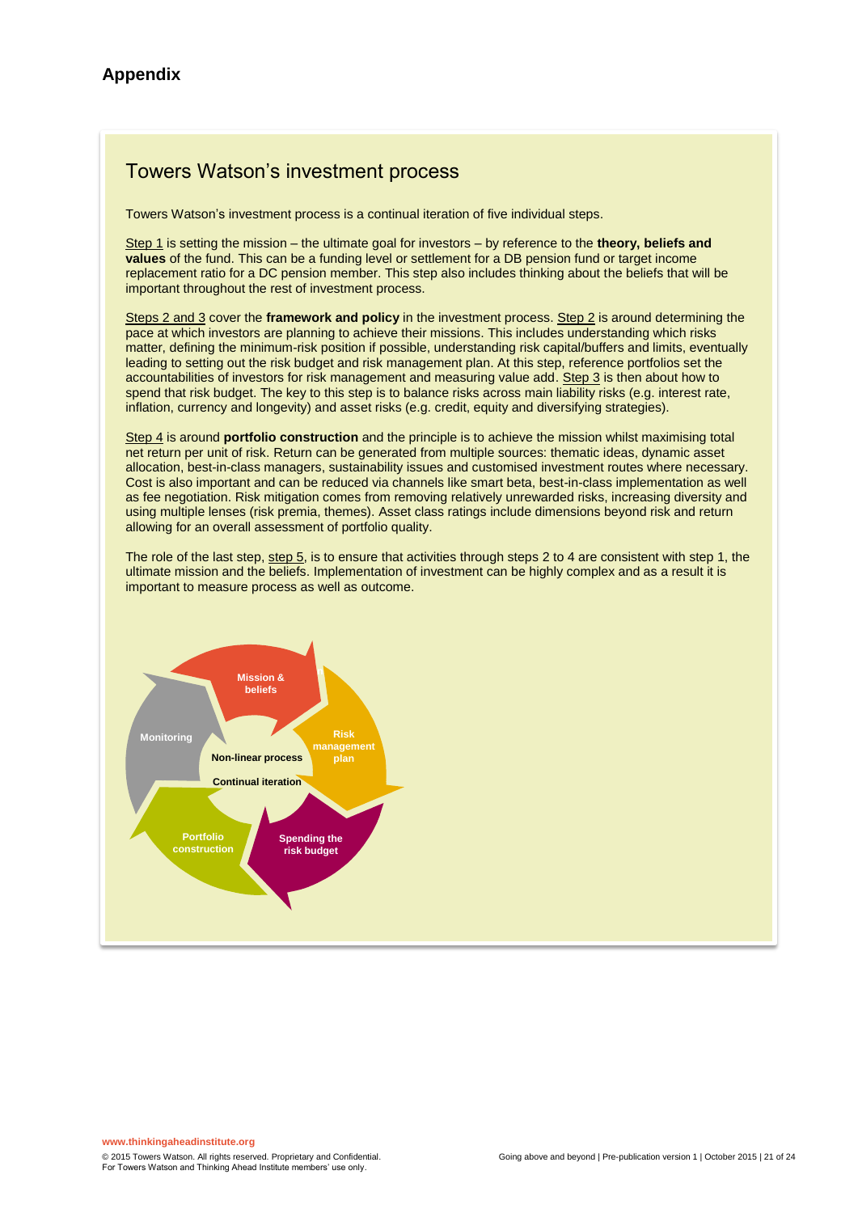## Appendix

### Towers Watson's investment process

Towers Watson's investment process is a continual iteration of five individual steps.

Step 1 is setting the mission – the ultimate goal for investors – by reference to the **theory, beliefs and values** of the fund. This can be a funding level or settlement for a DB pension fund or target income replacement ratio for a DC pension member. This step also includes thinking about the beliefs that will be important throughout the rest of investment process.

Steps 2 and 3 cover the **framework and policy** in the investment process. Step 2 is around determining the pace at which investors are planning to achieve their missions. This includes understanding which risks matter, defining the minimum-risk position if possible, understanding risk capital/buffers and limits, eventually leading to setting out the risk budget and risk management plan. At this step, reference portfolios set the accountabilities of investors for risk management and measuring value add. Step 3 is then about how to spend that risk budget. The key to this step is to balance risks across main liability risks (e.g. interest rate, inflation, currency and longevity) and asset risks (e.g. credit, equity and diversifying strategies).

Step 4 is around **portfolio construction** and the principle is to achieve the mission whilst maximising total net return per unit of risk. Return can be generated from multiple sources: thematic ideas, dynamic asset allocation, best-in-class managers, sustainability issues and customised investment routes where necessary. Cost is also important and can be reduced via channels like smart beta, best-in-class implementation as well as fee negotiation. Risk mitigation comes from removing relatively unrewarded risks, increasing diversity and using multiple lenses (risk premia, themes). Asset class ratings include dimensions beyond risk and return allowing for an overall assessment of portfolio quality.

The role of the last step, step 5, is to ensure that activities through steps 2 to 4 are consistent with step 1, the ultimate mission and the beliefs. Implementation of investment can be highly complex and as a result it is important to measure process as well as outcome.

Mission & beliefs → Risk management plan → Spending the risk budget → Portfolio construction → Monitoring

Non-linear process

Continual iteration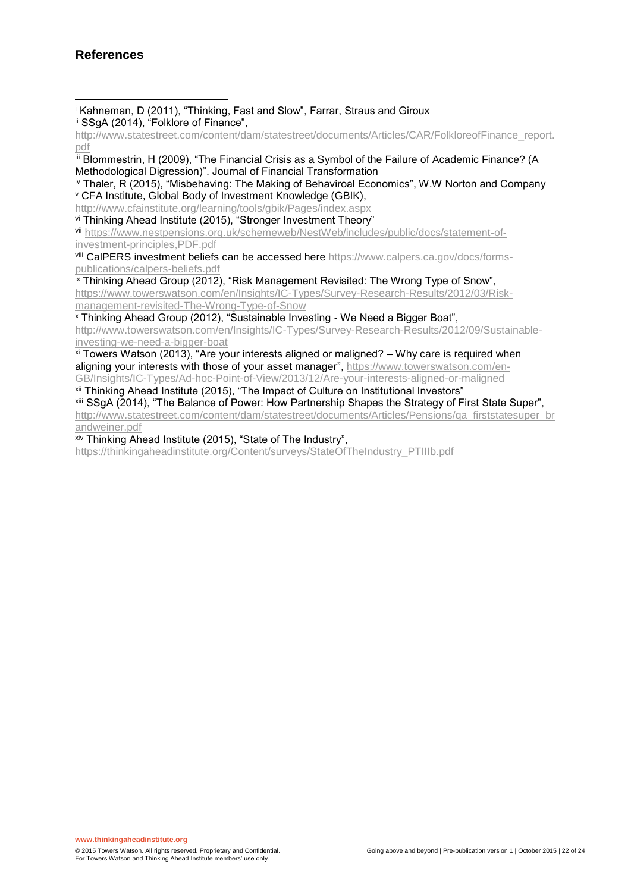## References

[i] Kahneman, D (2011), “Thinking, Fast and Slow”, Farrar, Straus and Giroux

[ii] SSgA (2014), “Folklore of Finance”, http://www.statestreet.com/content/dam/statestreet/documents/Articles/CAR/FolkloreofFinance_report.pdf

[iii] Blommestrin, H (2009), “The Financial Crisis as a Symbol of the Failure of Academic Finance? (A Methodological Digression)”. Journal of Financial Transformation

[iv] Thaler, R (2015), “Misbehaving: The Making of Behaviroal Economics”, W.W Norton and Company

[v] CFA Institute, Global Body of Investment Knowledge (GBIK), http://www.cfainstitute.org/learning/tools/gbik/Pages/index.aspx

[vi] Thinking Ahead Institute (2015), “Stronger Investment Theory”

[vii] https://www.nestpensions.org.uk/schemeweb/NestWeb/includes/public/docs/statement-of-investment-principles,PDF.pdf

[viii] CalPERS investment beliefs can be accessed here https://www.calpers.ca.gov/docs/forms-publications/calpers-beliefs.pdf

[ix] Thinking Ahead Group (2012), “Risk Management Revisited: The Wrong Type of Snow”, https://www.towerswatson.com/en/Insights/IC-Types/Survey-Research-Results/2012/03/Risk-management-revisited-The-Wrong-Type-of-Snow

[x] Thinking Ahead Group (2012), “Sustainable Investing - We Need a Bigger Boat”, http://www.towerswatson.com/en/Insights/IC-Types/Survey-Research-Results/2012/09/Sustainable-investing-we-need-a-bigger-boat

[xi] Towers Watson (2013), “Are your interests aligned or maligned? – Why care is required when aligning your interests with those of your asset manager”, https://www.towerswatson.com/en-GB/Insights/IC-Types/Ad-hoc-Point-of-View/2013/12/Are-your-interests-aligned-or-maligned

[xii] Thinking Ahead Institute (2015), “The Impact of Culture on Institutional Investors”

[xiii] SSgA (2014), “The Balance of Power: How Partnership Shapes the Strategy of First State Super”, http://www.statestreet.com/content/dam/statestreet/documents/Articles/Pensions/qa_firststatesuper_brandweiner.pdf

[xiv] Thinking Ahead Institute (2015), “State of The Industry”, https://thinkingaheadinstitute.org/Content/surveys/StateOfTheIndustry_PTIIIb.pdf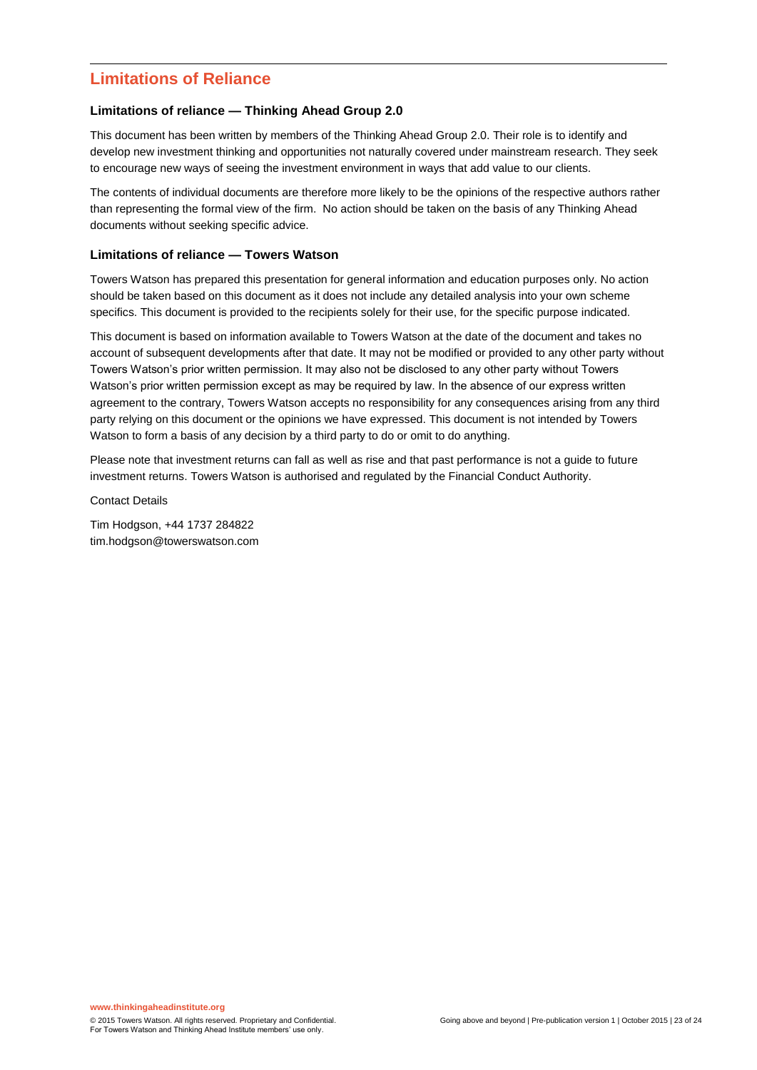## Limitations of Reliance

### Limitations of reliance — Thinking Ahead Group 2.0

This document has been written by members of the Thinking Ahead Group 2.0. Their role is to identify and develop new investment thinking and opportunities not naturally covered under mainstream research. They seek to encourage new ways of seeing the investment environment in ways that add value to our clients.

The contents of individual documents are therefore more likely to be the opinions of the respective authors rather than representing the formal view of the firm. No action should be taken on the basis of any Thinking Ahead documents without seeking specific advice.

### Limitations of reliance — Towers Watson

Towers Watson has prepared this presentation for general information and education purposes only. No action should be taken based on this document as it does not include any detailed analysis into your own scheme specifics. This document is provided to the recipients solely for their use, for the specific purpose indicated.

This document is based on information available to Towers Watson at the date of the document and takes no account of subsequent developments after that date. It may not be modified or provided to any other party without Towers Watson's prior written permission. It may also not be disclosed to any other party without Towers Watson's prior written permission except as may be required by law. In the absence of our express written agreement to the contrary, Towers Watson accepts no responsibility for any consequences arising from any third party relying on this document or the opinions we have expressed. This document is not intended by Towers Watson to form a basis of any decision by a third party to do or omit to do anything.

Please note that investment returns can fall as well as rise and that past performance is not a guide to future investment returns. Towers Watson is authorised and regulated by the Financial Conduct Authority.

Contact Details

Tim Hodgson, +44 1737 284822
tim.hodgson@towerswatson.com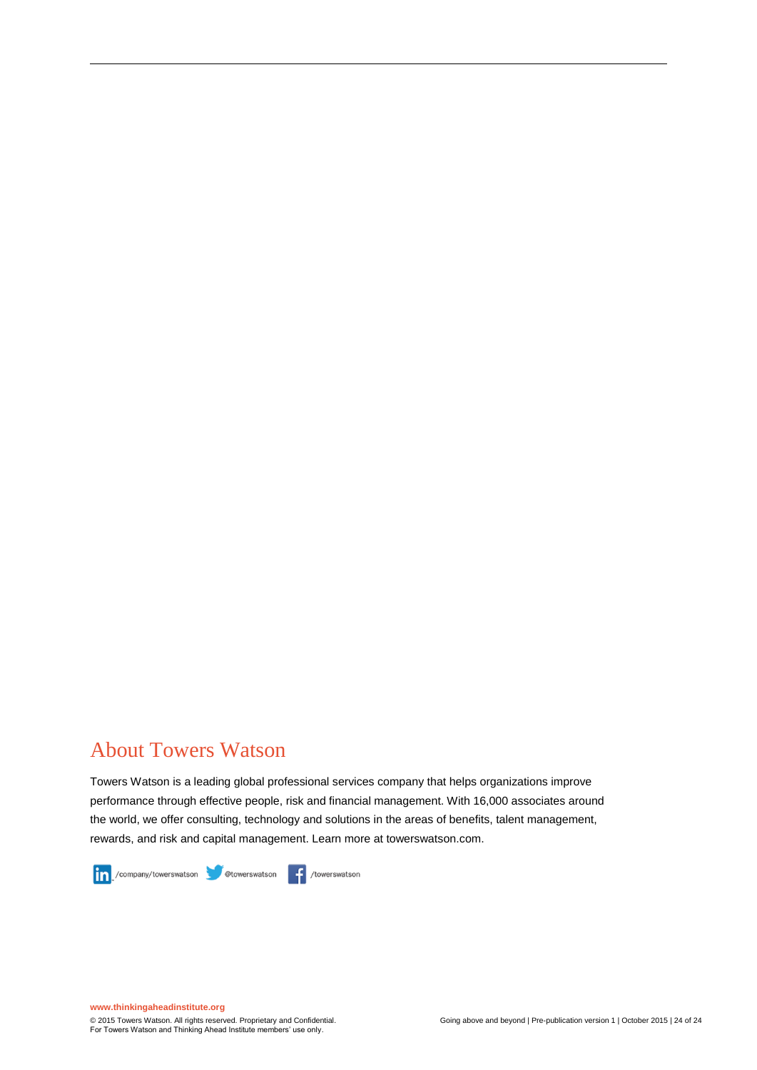## About Towers Watson

Towers Watson is a leading global professional services company that helps organizations improve performance through effective people, risk and financial management. With 16,000 associates around the world, we offer consulting, technology and solutions in the areas of benefits, talent management, rewards, and risk and capital management. Learn more at towerswatson.com.

/company/towerswatson @towerswatson /towerswatson

**www.thinkingaheadinstitute.org**

© 2015 Towers Watson. All rights reserved. Proprietary and Confidential.
For Towers Watson and Thinking Ahead Institute members' use only.